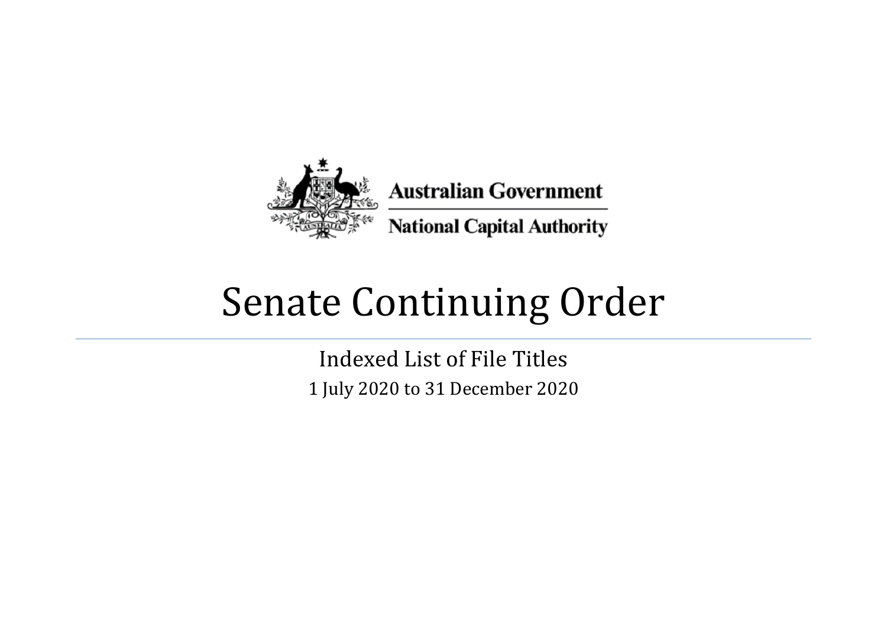Australian Government

National Capital Authority

# Senate Continuing Order

Indexed List of File Titles

1 July 2020 to 31 December 2020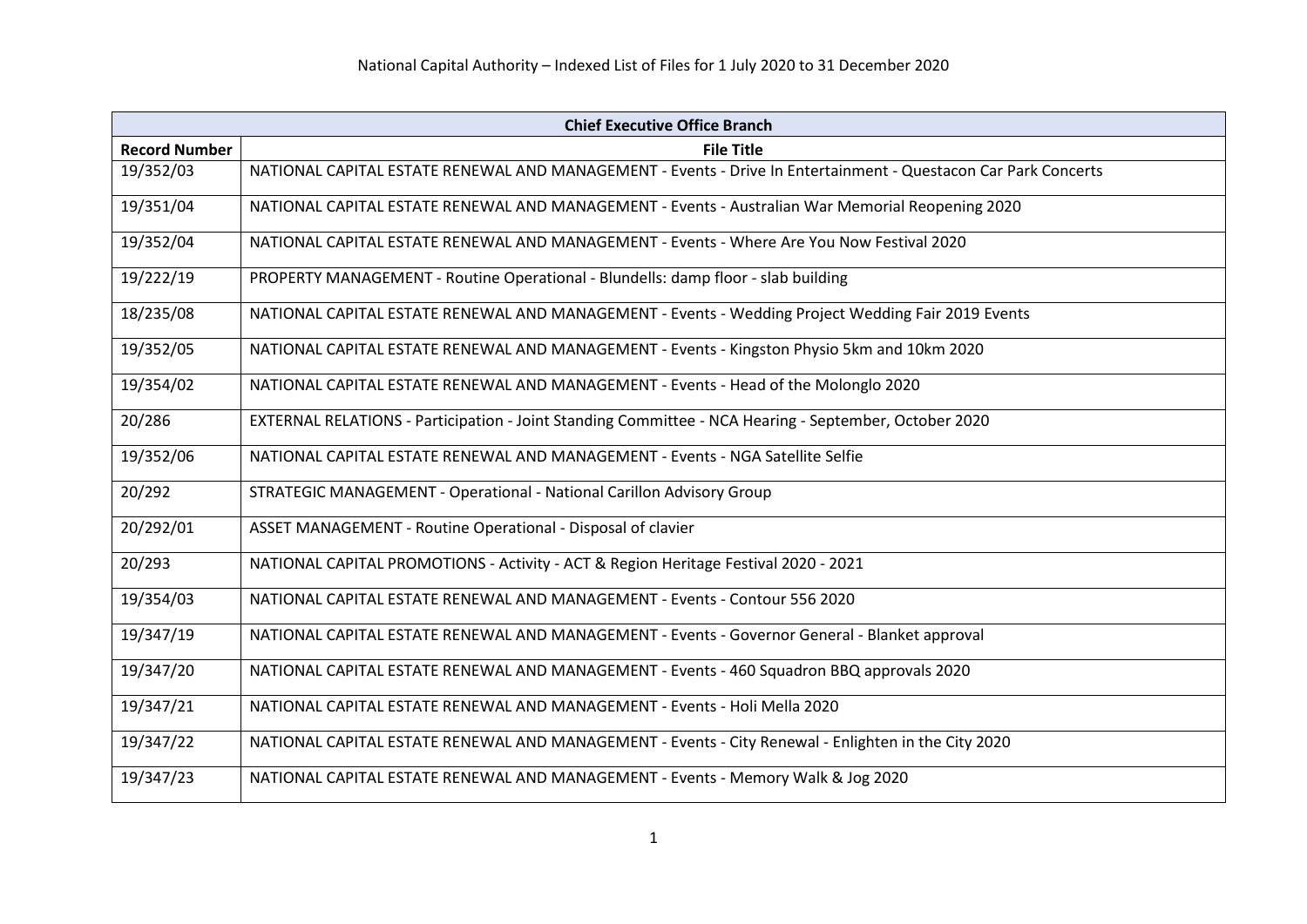# National Capital Authority – Indexed List of Files for 1 July 2020 to 31 December 2020

| Chief Executive Office Branch | |
|---|---|
| **Record Number** | **File Title** |
| 19/352/03 | NATIONAL CAPITAL ESTATE RENEWAL AND MANAGEMENT - Events - Drive In Entertainment - Questacon Car Park Concerts |
| 19/351/04 | NATIONAL CAPITAL ESTATE RENEWAL AND MANAGEMENT - Events - Australian War Memorial Reopening 2020 |
| 19/352/04 | NATIONAL CAPITAL ESTATE RENEWAL AND MANAGEMENT - Events - Where Are You Now Festival 2020 |
| 19/222/19 | PROPERTY MANAGEMENT - Routine Operational - Blundells: damp floor - slab building |
| 18/235/08 | NATIONAL CAPITAL ESTATE RENEWAL AND MANAGEMENT - Events - Wedding Project Wedding Fair 2019 Events |
| 19/352/05 | NATIONAL CAPITAL ESTATE RENEWAL AND MANAGEMENT - Events - Kingston Physio 5km and 10km 2020 |
| 19/354/02 | NATIONAL CAPITAL ESTATE RENEWAL AND MANAGEMENT - Events - Head of the Molonglo 2020 |
| 20/286 | EXTERNAL RELATIONS - Participation - Joint Standing Committee - NCA Hearing - September, October 2020 |
| 19/352/06 | NATIONAL CAPITAL ESTATE RENEWAL AND MANAGEMENT - Events - NGA Satellite Selfie |
| 20/292 | STRATEGIC MANAGEMENT - Operational - National Carillon Advisory Group |
| 20/292/01 | ASSET MANAGEMENT - Routine Operational - Disposal of clavier |
| 20/293 | NATIONAL CAPITAL PROMOTIONS - Activity - ACT & Region Heritage Festival 2020 - 2021 |
| 19/354/03 | NATIONAL CAPITAL ESTATE RENEWAL AND MANAGEMENT - Events - Contour 556 2020 |
| 19/347/19 | NATIONAL CAPITAL ESTATE RENEWAL AND MANAGEMENT - Events - Governor General - Blanket approval |
| 19/347/20 | NATIONAL CAPITAL ESTATE RENEWAL AND MANAGEMENT - Events - 460 Squadron BBQ approvals 2020 |
| 19/347/21 | NATIONAL CAPITAL ESTATE RENEWAL AND MANAGEMENT - Events - Holi Mella 2020 |
| 19/347/22 | NATIONAL CAPITAL ESTATE RENEWAL AND MANAGEMENT - Events - City Renewal - Enlighten in the City 2020 |
| 19/347/23 | NATIONAL CAPITAL ESTATE RENEWAL AND MANAGEMENT - Events - Memory Walk & Jog 2020 |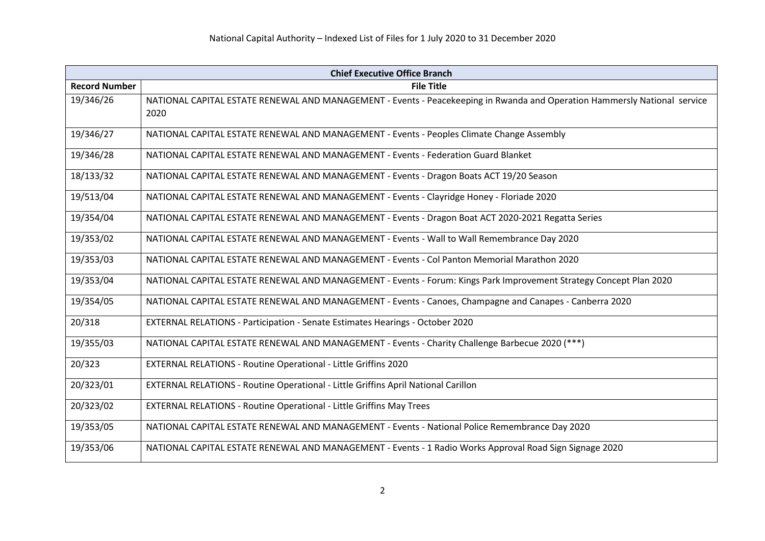National Capital Authority – Indexed List of Files for 1 July 2020 to 31 December 2020

| Chief Executive Office Branch | |
|---|---|
| **Record Number** | **File Title** |
| 19/346/26 | NATIONAL CAPITAL ESTATE RENEWAL AND MANAGEMENT - Events - Peacekeeping in Rwanda and Operation Hammersly National service 2020 |
| 19/346/27 | NATIONAL CAPITAL ESTATE RENEWAL AND MANAGEMENT - Events - Peoples Climate Change Assembly |
| 19/346/28 | NATIONAL CAPITAL ESTATE RENEWAL AND MANAGEMENT - Events - Federation Guard Blanket |
| 18/133/32 | NATIONAL CAPITAL ESTATE RENEWAL AND MANAGEMENT - Events - Dragon Boats ACT 19/20 Season |
| 19/513/04 | NATIONAL CAPITAL ESTATE RENEWAL AND MANAGEMENT - Events - Clayridge Honey - Floriade 2020 |
| 19/354/04 | NATIONAL CAPITAL ESTATE RENEWAL AND MANAGEMENT - Events - Dragon Boat ACT 2020-2021 Regatta Series |
| 19/353/02 | NATIONAL CAPITAL ESTATE RENEWAL AND MANAGEMENT - Events - Wall to Wall Remembrance Day 2020 |
| 19/353/03 | NATIONAL CAPITAL ESTATE RENEWAL AND MANAGEMENT - Events - Col Panton Memorial Marathon 2020 |
| 19/353/04 | NATIONAL CAPITAL ESTATE RENEWAL AND MANAGEMENT - Events - Forum: Kings Park Improvement Strategy Concept Plan 2020 |
| 19/354/05 | NATIONAL CAPITAL ESTATE RENEWAL AND MANAGEMENT - Events - Canoes, Champagne and Canapes - Canberra 2020 |
| 20/318 | EXTERNAL RELATIONS - Participation - Senate Estimates Hearings - October 2020 |
| 19/355/03 | NATIONAL CAPITAL ESTATE RENEWAL AND MANAGEMENT - Events - Charity Challenge Barbecue 2020 (***) |
| 20/323 | EXTERNAL RELATIONS - Routine Operational - Little Griffins 2020 |
| 20/323/01 | EXTERNAL RELATIONS - Routine Operational - Little Griffins April National Carillon |
| 20/323/02 | EXTERNAL RELATIONS - Routine Operational - Little Griffins May Trees |
| 19/353/05 | NATIONAL CAPITAL ESTATE RENEWAL AND MANAGEMENT - Events - National Police Remembrance Day 2020 |
| 19/353/06 | NATIONAL CAPITAL ESTATE RENEWAL AND MANAGEMENT - Events - 1 Radio Works Approval Road Sign Signage 2020 |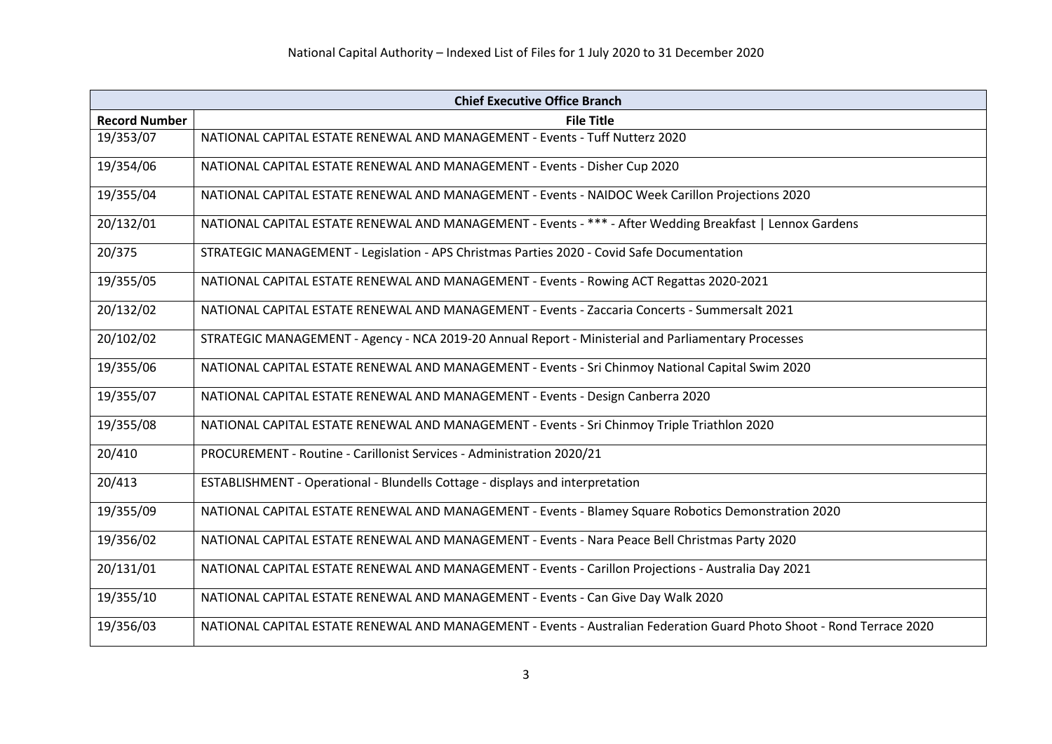National Capital Authority – Indexed List of Files for 1 July 2020 to 31 December 2020

| Chief Executive Office Branch | |
|---|---|
| **Record Number** | **File Title** |
| 19/353/07 | NATIONAL CAPITAL ESTATE RENEWAL AND MANAGEMENT - Events - Tuff Nutterz 2020 |
| 19/354/06 | NATIONAL CAPITAL ESTATE RENEWAL AND MANAGEMENT - Events - Disher Cup 2020 |
| 19/355/04 | NATIONAL CAPITAL ESTATE RENEWAL AND MANAGEMENT - Events - NAIDOC Week Carillon Projections 2020 |
| 20/132/01 | NATIONAL CAPITAL ESTATE RENEWAL AND MANAGEMENT - Events - *** - After Wedding Breakfast \| Lennox Gardens |
| 20/375 | STRATEGIC MANAGEMENT - Legislation - APS Christmas Parties 2020 - Covid Safe Documentation |
| 19/355/05 | NATIONAL CAPITAL ESTATE RENEWAL AND MANAGEMENT - Events - Rowing ACT Regattas 2020-2021 |
| 20/132/02 | NATIONAL CAPITAL ESTATE RENEWAL AND MANAGEMENT - Events - Zaccaria Concerts - Summersalt 2021 |
| 20/102/02 | STRATEGIC MANAGEMENT - Agency - NCA 2019-20 Annual Report - Ministerial and Parliamentary Processes |
| 19/355/06 | NATIONAL CAPITAL ESTATE RENEWAL AND MANAGEMENT - Events - Sri Chinmoy National Capital Swim 2020 |
| 19/355/07 | NATIONAL CAPITAL ESTATE RENEWAL AND MANAGEMENT - Events - Design Canberra 2020 |
| 19/355/08 | NATIONAL CAPITAL ESTATE RENEWAL AND MANAGEMENT - Events - Sri Chinmoy Triple Triathlon 2020 |
| 20/410 | PROCUREMENT - Routine - Carillonist Services - Administration 2020/21 |
| 20/413 | ESTABLISHMENT - Operational - Blundells Cottage - displays and interpretation |
| 19/355/09 | NATIONAL CAPITAL ESTATE RENEWAL AND MANAGEMENT - Events - Blamey Square Robotics Demonstration 2020 |
| 19/356/02 | NATIONAL CAPITAL ESTATE RENEWAL AND MANAGEMENT - Events - Nara Peace Bell Christmas Party 2020 |
| 20/131/01 | NATIONAL CAPITAL ESTATE RENEWAL AND MANAGEMENT - Events - Carillon Projections - Australia Day 2021 |
| 19/355/10 | NATIONAL CAPITAL ESTATE RENEWAL AND MANAGEMENT - Events - Can Give Day Walk 2020 |
| 19/356/03 | NATIONAL CAPITAL ESTATE RENEWAL AND MANAGEMENT - Events - Australian Federation Guard Photo Shoot - Rond Terrace 2020 |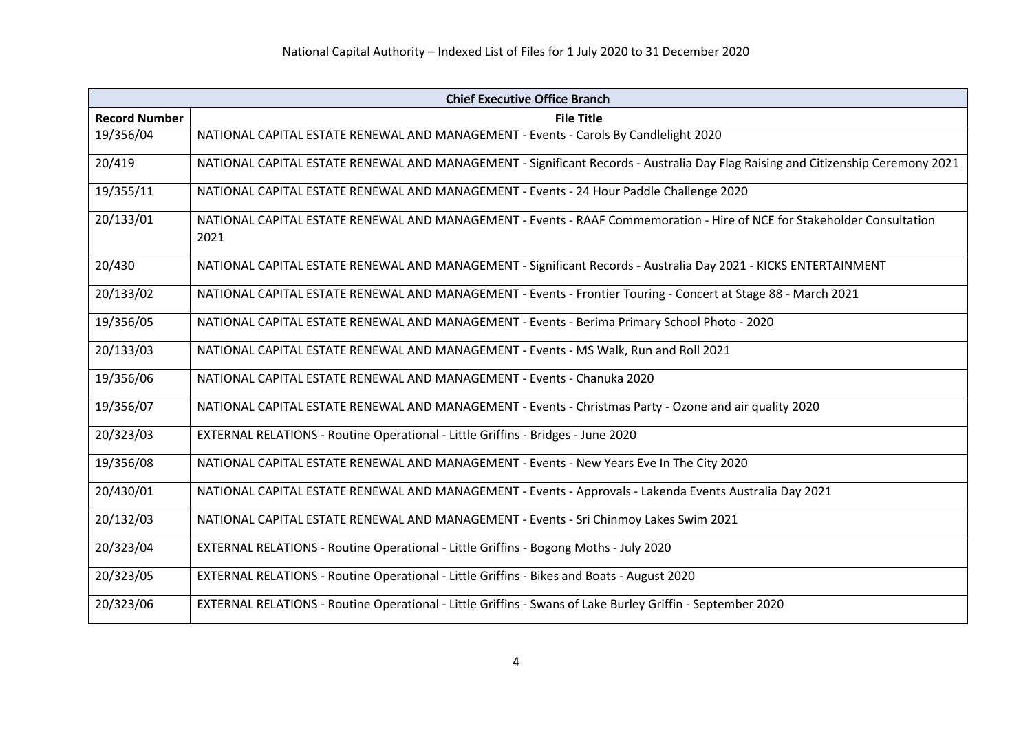| Chief Executive Office Branch | |
|---|---|
| **Record Number** | **File Title** |
| 19/356/04 | NATIONAL CAPITAL ESTATE RENEWAL AND MANAGEMENT - Events - Carols By Candlelight 2020 |
| 20/419 | NATIONAL CAPITAL ESTATE RENEWAL AND MANAGEMENT - Significant Records - Australia Day Flag Raising and Citizenship Ceremony 2021 |
| 19/355/11 | NATIONAL CAPITAL ESTATE RENEWAL AND MANAGEMENT - Events - 24 Hour Paddle Challenge 2020 |
| 20/133/01 | NATIONAL CAPITAL ESTATE RENEWAL AND MANAGEMENT - Events - RAAF Commemoration - Hire of NCE for Stakeholder Consultation 2021 |
| 20/430 | NATIONAL CAPITAL ESTATE RENEWAL AND MANAGEMENT - Significant Records - Australia Day 2021 - KICKS ENTERTAINMENT |
| 20/133/02 | NATIONAL CAPITAL ESTATE RENEWAL AND MANAGEMENT - Events - Frontier Touring - Concert at Stage 88 - March 2021 |
| 19/356/05 | NATIONAL CAPITAL ESTATE RENEWAL AND MANAGEMENT - Events - Berima Primary School Photo - 2020 |
| 20/133/03 | NATIONAL CAPITAL ESTATE RENEWAL AND MANAGEMENT - Events - MS Walk, Run and Roll 2021 |
| 19/356/06 | NATIONAL CAPITAL ESTATE RENEWAL AND MANAGEMENT - Events - Chanuka 2020 |
| 19/356/07 | NATIONAL CAPITAL ESTATE RENEWAL AND MANAGEMENT - Events - Christmas Party - Ozone and air quality 2020 |
| 20/323/03 | EXTERNAL RELATIONS - Routine Operational - Little Griffins - Bridges - June 2020 |
| 19/356/08 | NATIONAL CAPITAL ESTATE RENEWAL AND MANAGEMENT - Events - New Years Eve In The City 2020 |
| 20/430/01 | NATIONAL CAPITAL ESTATE RENEWAL AND MANAGEMENT - Events - Approvals - Lakenda Events Australia Day 2021 |
| 20/132/03 | NATIONAL CAPITAL ESTATE RENEWAL AND MANAGEMENT - Events - Sri Chinmoy Lakes Swim 2021 |
| 20/323/04 | EXTERNAL RELATIONS - Routine Operational - Little Griffins - Bogong Moths - July 2020 |
| 20/323/05 | EXTERNAL RELATIONS - Routine Operational - Little Griffins - Bikes and Boats - August 2020 |
| 20/323/06 | EXTERNAL RELATIONS - Routine Operational - Little Griffins - Swans of Lake Burley Griffin - September 2020 |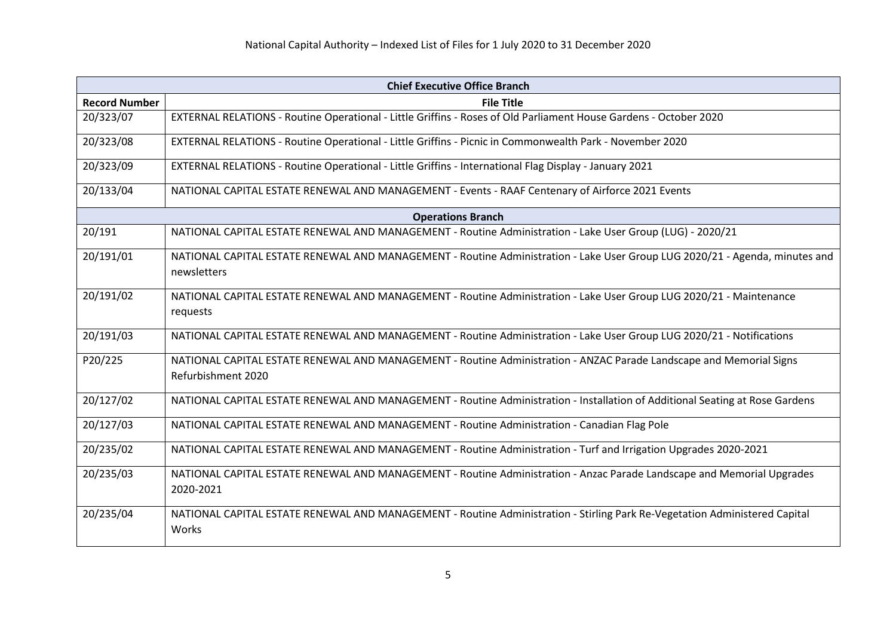National Capital Authority – Indexed List of Files for 1 July 2020 to 31 December 2020

| **Chief Executive Office Branch** | |
|---|---|
| **Record Number** | **File Title** |
| 20/323/07 | EXTERNAL RELATIONS - Routine Operational - Little Griffins - Roses of Old Parliament House Gardens - October 2020 |
| 20/323/08 | EXTERNAL RELATIONS - Routine Operational - Little Griffins - Picnic in Commonwealth Park - November 2020 |
| 20/323/09 | EXTERNAL RELATIONS - Routine Operational - Little Griffins - International Flag Display - January 2021 |
| 20/133/04 | NATIONAL CAPITAL ESTATE RENEWAL AND MANAGEMENT - Events - RAAF Centenary of Airforce 2021 Events |
| **Operations Branch** | |
| 20/191 | NATIONAL CAPITAL ESTATE RENEWAL AND MANAGEMENT - Routine Administration - Lake User Group (LUG) - 2020/21 |
| 20/191/01 | NATIONAL CAPITAL ESTATE RENEWAL AND MANAGEMENT - Routine Administration - Lake User Group LUG 2020/21 - Agenda, minutes and newsletters |
| 20/191/02 | NATIONAL CAPITAL ESTATE RENEWAL AND MANAGEMENT - Routine Administration - Lake User Group LUG 2020/21 - Maintenance requests |
| 20/191/03 | NATIONAL CAPITAL ESTATE RENEWAL AND MANAGEMENT - Routine Administration - Lake User Group LUG 2020/21 - Notifications |
| P20/225 | NATIONAL CAPITAL ESTATE RENEWAL AND MANAGEMENT - Routine Administration - ANZAC Parade Landscape and Memorial Signs Refurbishment 2020 |
| 20/127/02 | NATIONAL CAPITAL ESTATE RENEWAL AND MANAGEMENT - Routine Administration - Installation of Additional Seating at Rose Gardens |
| 20/127/03 | NATIONAL CAPITAL ESTATE RENEWAL AND MANAGEMENT - Routine Administration - Canadian Flag Pole |
| 20/235/02 | NATIONAL CAPITAL ESTATE RENEWAL AND MANAGEMENT - Routine Administration - Turf and Irrigation Upgrades 2020-2021 |
| 20/235/03 | NATIONAL CAPITAL ESTATE RENEWAL AND MANAGEMENT - Routine Administration - Anzac Parade Landscape and Memorial Upgrades 2020-2021 |
| 20/235/04 | NATIONAL CAPITAL ESTATE RENEWAL AND MANAGEMENT - Routine Administration - Stirling Park Re-Vegetation Administered Capital Works |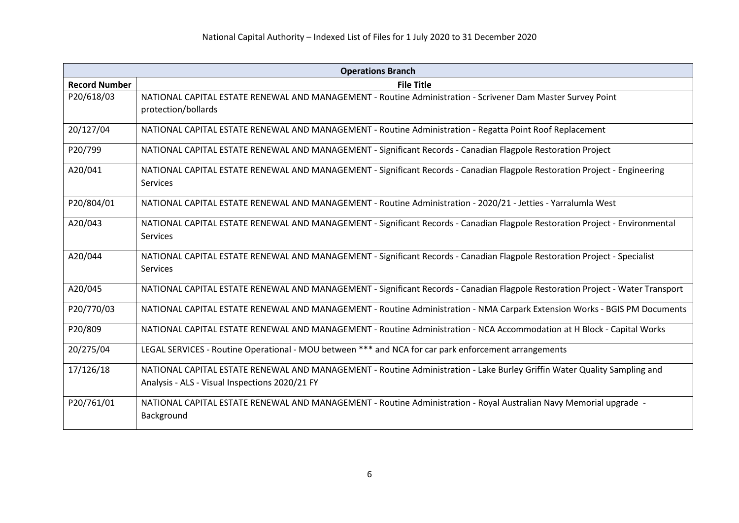National Capital Authority – Indexed List of Files for 1 July 2020 to 31 December 2020

| Operations Branch | |
|---|---|
| **Record Number** | **File Title** |
| P20/618/03 | NATIONAL CAPITAL ESTATE RENEWAL AND MANAGEMENT - Routine Administration - Scrivener Dam Master Survey Point protection/bollards |
| 20/127/04 | NATIONAL CAPITAL ESTATE RENEWAL AND MANAGEMENT - Routine Administration - Regatta Point Roof Replacement |
| P20/799 | NATIONAL CAPITAL ESTATE RENEWAL AND MANAGEMENT - Significant Records - Canadian Flagpole Restoration Project |
| A20/041 | NATIONAL CAPITAL ESTATE RENEWAL AND MANAGEMENT - Significant Records - Canadian Flagpole Restoration Project - Engineering Services |
| P20/804/01 | NATIONAL CAPITAL ESTATE RENEWAL AND MANAGEMENT - Routine Administration - 2020/21 - Jetties - Yarralumla West |
| A20/043 | NATIONAL CAPITAL ESTATE RENEWAL AND MANAGEMENT - Significant Records - Canadian Flagpole Restoration Project - Environmental Services |
| A20/044 | NATIONAL CAPITAL ESTATE RENEWAL AND MANAGEMENT - Significant Records - Canadian Flagpole Restoration Project - Specialist Services |
| A20/045 | NATIONAL CAPITAL ESTATE RENEWAL AND MANAGEMENT - Significant Records - Canadian Flagpole Restoration Project - Water Transport |
| P20/770/03 | NATIONAL CAPITAL ESTATE RENEWAL AND MANAGEMENT - Routine Administration - NMA Carpark Extension Works - BGIS PM Documents |
| P20/809 | NATIONAL CAPITAL ESTATE RENEWAL AND MANAGEMENT - Routine Administration - NCA Accommodation at H Block - Capital Works |
| 20/275/04 | LEGAL SERVICES - Routine Operational - MOU between *** and NCA for car park enforcement arrangements |
| 17/126/18 | NATIONAL CAPITAL ESTATE RENEWAL AND MANAGEMENT - Routine Administration - Lake Burley Griffin Water Quality Sampling and Analysis - ALS - Visual Inspections 2020/21 FY |
| P20/761/01 | NATIONAL CAPITAL ESTATE RENEWAL AND MANAGEMENT - Routine Administration - Royal Australian Navy Memorial upgrade - Background |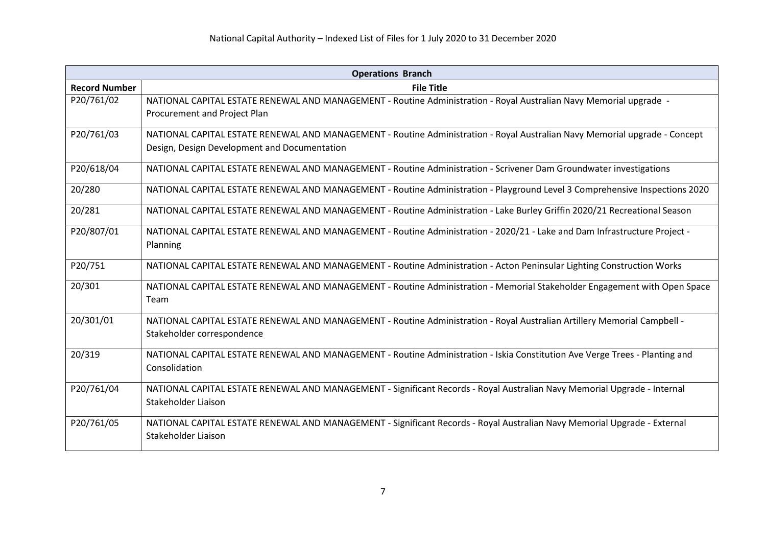| Operations Branch | |
|---|---|
| **Record Number** | **File Title** |
| P20/761/02 | NATIONAL CAPITAL ESTATE RENEWAL AND MANAGEMENT - Routine Administration - Royal Australian Navy Memorial upgrade - Procurement and Project Plan |
| P20/761/03 | NATIONAL CAPITAL ESTATE RENEWAL AND MANAGEMENT - Routine Administration - Royal Australian Navy Memorial upgrade - Concept Design, Design Development and Documentation |
| P20/618/04 | NATIONAL CAPITAL ESTATE RENEWAL AND MANAGEMENT - Routine Administration - Scrivener Dam Groundwater investigations |
| 20/280 | NATIONAL CAPITAL ESTATE RENEWAL AND MANAGEMENT - Routine Administration - Playground Level 3 Comprehensive Inspections 2020 |
| 20/281 | NATIONAL CAPITAL ESTATE RENEWAL AND MANAGEMENT - Routine Administration - Lake Burley Griffin 2020/21 Recreational Season |
| P20/807/01 | NATIONAL CAPITAL ESTATE RENEWAL AND MANAGEMENT - Routine Administration - 2020/21 - Lake and Dam Infrastructure Project - Planning |
| P20/751 | NATIONAL CAPITAL ESTATE RENEWAL AND MANAGEMENT - Routine Administration - Acton Peninsular Lighting Construction Works |
| 20/301 | NATIONAL CAPITAL ESTATE RENEWAL AND MANAGEMENT - Routine Administration - Memorial Stakeholder Engagement with Open Space Team |
| 20/301/01 | NATIONAL CAPITAL ESTATE RENEWAL AND MANAGEMENT - Routine Administration - Royal Australian Artillery Memorial Campbell - Stakeholder correspondence |
| 20/319 | NATIONAL CAPITAL ESTATE RENEWAL AND MANAGEMENT - Routine Administration - Iskia Constitution Ave Verge Trees - Planting and Consolidation |
| P20/761/04 | NATIONAL CAPITAL ESTATE RENEWAL AND MANAGEMENT - Significant Records - Royal Australian Navy Memorial Upgrade - Internal Stakeholder Liaison |
| P20/761/05 | NATIONAL CAPITAL ESTATE RENEWAL AND MANAGEMENT - Significant Records - Royal Australian Navy Memorial Upgrade - External Stakeholder Liaison |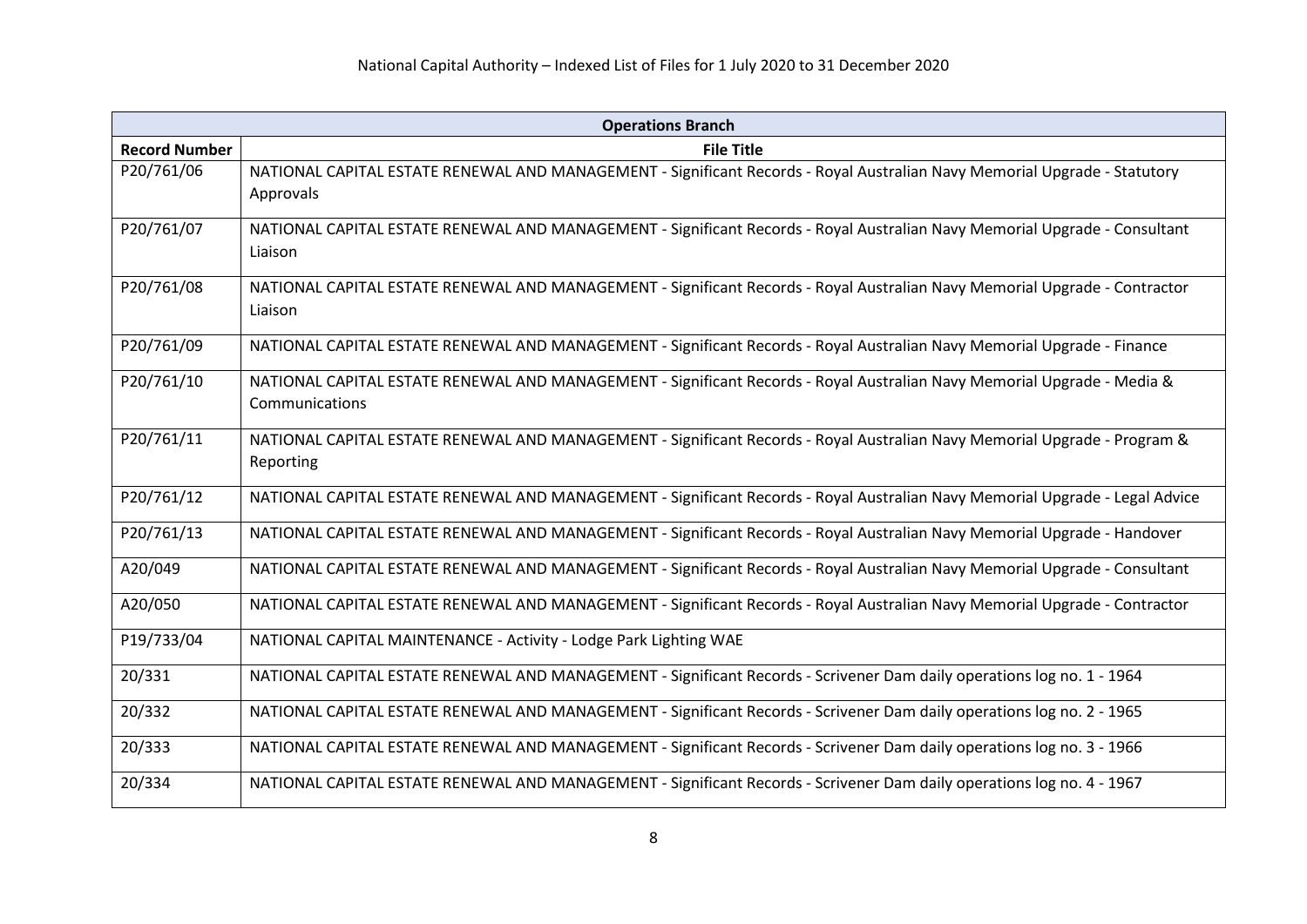| Operations Branch | |
|---|---|
| **Record Number** | **File Title** |
| P20/761/06 | NATIONAL CAPITAL ESTATE RENEWAL AND MANAGEMENT - Significant Records - Royal Australian Navy Memorial Upgrade - Statutory Approvals |
| P20/761/07 | NATIONAL CAPITAL ESTATE RENEWAL AND MANAGEMENT - Significant Records - Royal Australian Navy Memorial Upgrade - Consultant Liaison |
| P20/761/08 | NATIONAL CAPITAL ESTATE RENEWAL AND MANAGEMENT - Significant Records - Royal Australian Navy Memorial Upgrade - Contractor Liaison |
| P20/761/09 | NATIONAL CAPITAL ESTATE RENEWAL AND MANAGEMENT - Significant Records - Royal Australian Navy Memorial Upgrade - Finance |
| P20/761/10 | NATIONAL CAPITAL ESTATE RENEWAL AND MANAGEMENT - Significant Records - Royal Australian Navy Memorial Upgrade - Media & Communications |
| P20/761/11 | NATIONAL CAPITAL ESTATE RENEWAL AND MANAGEMENT - Significant Records - Royal Australian Navy Memorial Upgrade - Program & Reporting |
| P20/761/12 | NATIONAL CAPITAL ESTATE RENEWAL AND MANAGEMENT - Significant Records - Royal Australian Navy Memorial Upgrade - Legal Advice |
| P20/761/13 | NATIONAL CAPITAL ESTATE RENEWAL AND MANAGEMENT - Significant Records - Royal Australian Navy Memorial Upgrade - Handover |
| A20/049 | NATIONAL CAPITAL ESTATE RENEWAL AND MANAGEMENT - Significant Records - Royal Australian Navy Memorial Upgrade - Consultant |
| A20/050 | NATIONAL CAPITAL ESTATE RENEWAL AND MANAGEMENT - Significant Records - Royal Australian Navy Memorial Upgrade - Contractor |
| P19/733/04 | NATIONAL CAPITAL MAINTENANCE - Activity - Lodge Park Lighting WAE |
| 20/331 | NATIONAL CAPITAL ESTATE RENEWAL AND MANAGEMENT - Significant Records - Scrivener Dam daily operations log no. 1 - 1964 |
| 20/332 | NATIONAL CAPITAL ESTATE RENEWAL AND MANAGEMENT - Significant Records - Scrivener Dam daily operations log no. 2 - 1965 |
| 20/333 | NATIONAL CAPITAL ESTATE RENEWAL AND MANAGEMENT - Significant Records - Scrivener Dam daily operations log no. 3 - 1966 |
| 20/334 | NATIONAL CAPITAL ESTATE RENEWAL AND MANAGEMENT - Significant Records - Scrivener Dam daily operations log no. 4 - 1967 |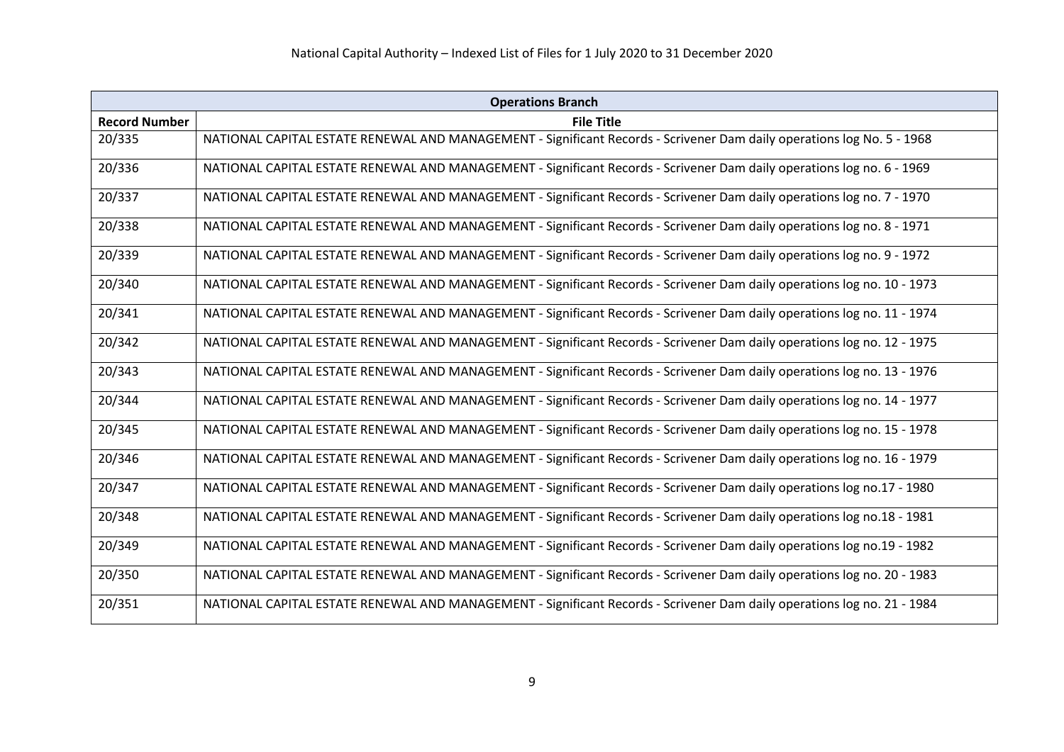| Operations Branch | |
|---|---|
| **Record Number** | **File Title** |
| 20/335 | NATIONAL CAPITAL ESTATE RENEWAL AND MANAGEMENT - Significant Records - Scrivener Dam daily operations log No. 5 - 1968 |
| 20/336 | NATIONAL CAPITAL ESTATE RENEWAL AND MANAGEMENT - Significant Records - Scrivener Dam daily operations log no. 6 - 1969 |
| 20/337 | NATIONAL CAPITAL ESTATE RENEWAL AND MANAGEMENT - Significant Records - Scrivener Dam daily operations log no. 7 - 1970 |
| 20/338 | NATIONAL CAPITAL ESTATE RENEWAL AND MANAGEMENT - Significant Records - Scrivener Dam daily operations log no. 8 - 1971 |
| 20/339 | NATIONAL CAPITAL ESTATE RENEWAL AND MANAGEMENT - Significant Records - Scrivener Dam daily operations log no. 9 - 1972 |
| 20/340 | NATIONAL CAPITAL ESTATE RENEWAL AND MANAGEMENT - Significant Records - Scrivener Dam daily operations log no. 10 - 1973 |
| 20/341 | NATIONAL CAPITAL ESTATE RENEWAL AND MANAGEMENT - Significant Records - Scrivener Dam daily operations log no. 11 - 1974 |
| 20/342 | NATIONAL CAPITAL ESTATE RENEWAL AND MANAGEMENT - Significant Records - Scrivener Dam daily operations log no. 12 - 1975 |
| 20/343 | NATIONAL CAPITAL ESTATE RENEWAL AND MANAGEMENT - Significant Records - Scrivener Dam daily operations log no. 13 - 1976 |
| 20/344 | NATIONAL CAPITAL ESTATE RENEWAL AND MANAGEMENT - Significant Records - Scrivener Dam daily operations log no. 14 - 1977 |
| 20/345 | NATIONAL CAPITAL ESTATE RENEWAL AND MANAGEMENT - Significant Records - Scrivener Dam daily operations log no. 15 - 1978 |
| 20/346 | NATIONAL CAPITAL ESTATE RENEWAL AND MANAGEMENT - Significant Records - Scrivener Dam daily operations log no. 16 - 1979 |
| 20/347 | NATIONAL CAPITAL ESTATE RENEWAL AND MANAGEMENT - Significant Records - Scrivener Dam daily operations log no.17 - 1980 |
| 20/348 | NATIONAL CAPITAL ESTATE RENEWAL AND MANAGEMENT - Significant Records - Scrivener Dam daily operations log no.18 - 1981 |
| 20/349 | NATIONAL CAPITAL ESTATE RENEWAL AND MANAGEMENT - Significant Records - Scrivener Dam daily operations log no.19 - 1982 |
| 20/350 | NATIONAL CAPITAL ESTATE RENEWAL AND MANAGEMENT - Significant Records - Scrivener Dam daily operations log no. 20 - 1983 |
| 20/351 | NATIONAL CAPITAL ESTATE RENEWAL AND MANAGEMENT - Significant Records - Scrivener Dam daily operations log no. 21 - 1984 |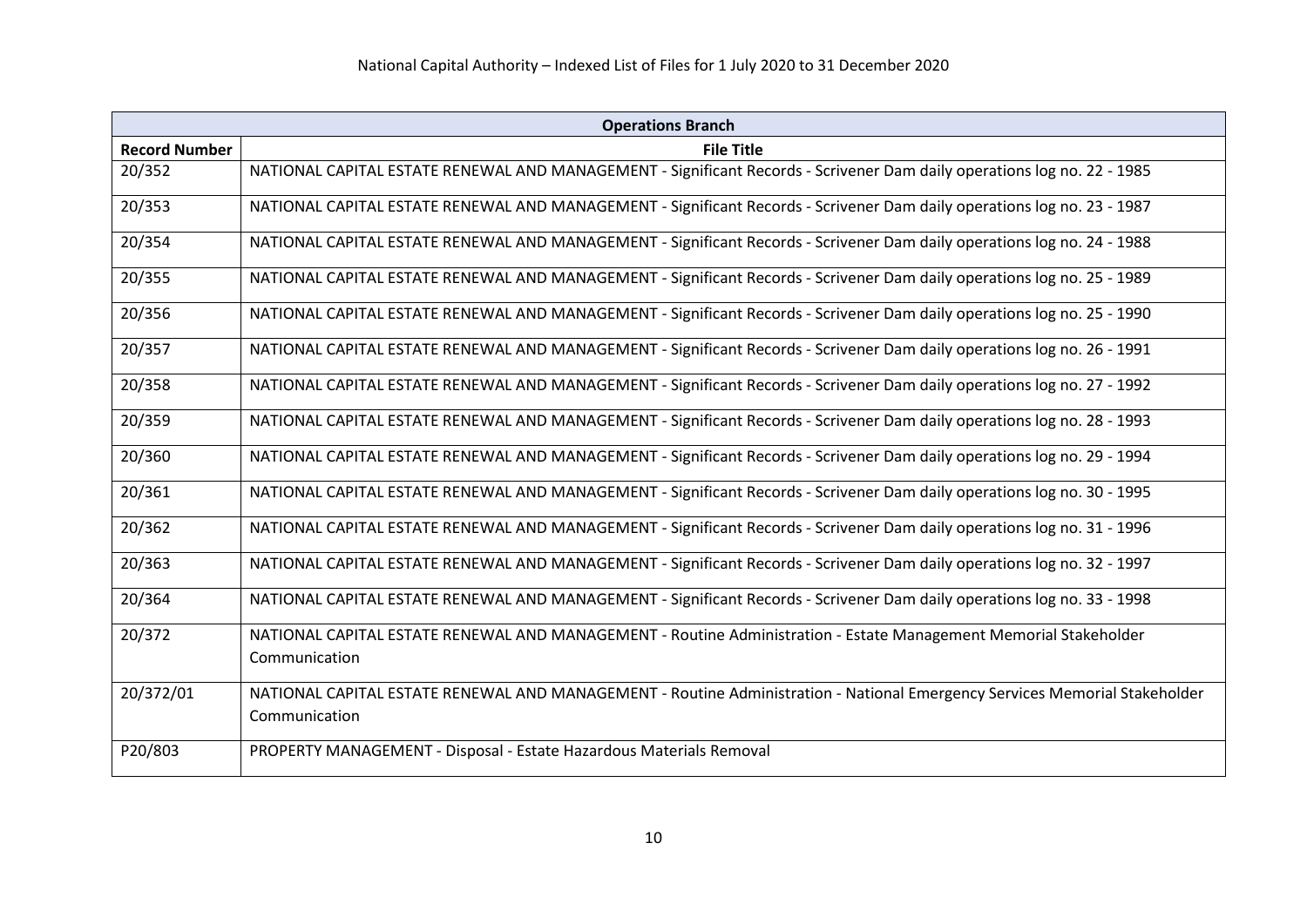National Capital Authority – Indexed List of Files for 1 July 2020 to 31 December 2020

| Operations Branch | |
|---|---|
| **Record Number** | **File Title** |
| 20/352 | NATIONAL CAPITAL ESTATE RENEWAL AND MANAGEMENT - Significant Records - Scrivener Dam daily operations log no. 22 - 1985 |
| 20/353 | NATIONAL CAPITAL ESTATE RENEWAL AND MANAGEMENT - Significant Records - Scrivener Dam daily operations log no. 23 - 1987 |
| 20/354 | NATIONAL CAPITAL ESTATE RENEWAL AND MANAGEMENT - Significant Records - Scrivener Dam daily operations log no. 24 - 1988 |
| 20/355 | NATIONAL CAPITAL ESTATE RENEWAL AND MANAGEMENT - Significant Records - Scrivener Dam daily operations log no. 25 - 1989 |
| 20/356 | NATIONAL CAPITAL ESTATE RENEWAL AND MANAGEMENT - Significant Records - Scrivener Dam daily operations log no. 25 - 1990 |
| 20/357 | NATIONAL CAPITAL ESTATE RENEWAL AND MANAGEMENT - Significant Records - Scrivener Dam daily operations log no. 26 - 1991 |
| 20/358 | NATIONAL CAPITAL ESTATE RENEWAL AND MANAGEMENT - Significant Records - Scrivener Dam daily operations log no. 27 - 1992 |
| 20/359 | NATIONAL CAPITAL ESTATE RENEWAL AND MANAGEMENT - Significant Records - Scrivener Dam daily operations log no. 28 - 1993 |
| 20/360 | NATIONAL CAPITAL ESTATE RENEWAL AND MANAGEMENT - Significant Records - Scrivener Dam daily operations log no. 29 - 1994 |
| 20/361 | NATIONAL CAPITAL ESTATE RENEWAL AND MANAGEMENT - Significant Records - Scrivener Dam daily operations log no. 30 - 1995 |
| 20/362 | NATIONAL CAPITAL ESTATE RENEWAL AND MANAGEMENT - Significant Records - Scrivener Dam daily operations log no. 31 - 1996 |
| 20/363 | NATIONAL CAPITAL ESTATE RENEWAL AND MANAGEMENT - Significant Records - Scrivener Dam daily operations log no. 32 - 1997 |
| 20/364 | NATIONAL CAPITAL ESTATE RENEWAL AND MANAGEMENT - Significant Records - Scrivener Dam daily operations log no. 33 - 1998 |
| 20/372 | NATIONAL CAPITAL ESTATE RENEWAL AND MANAGEMENT - Routine Administration - Estate Management Memorial Stakeholder Communication |
| 20/372/01 | NATIONAL CAPITAL ESTATE RENEWAL AND MANAGEMENT - Routine Administration - National Emergency Services Memorial Stakeholder Communication |
| P20/803 | PROPERTY MANAGEMENT - Disposal - Estate Hazardous Materials Removal |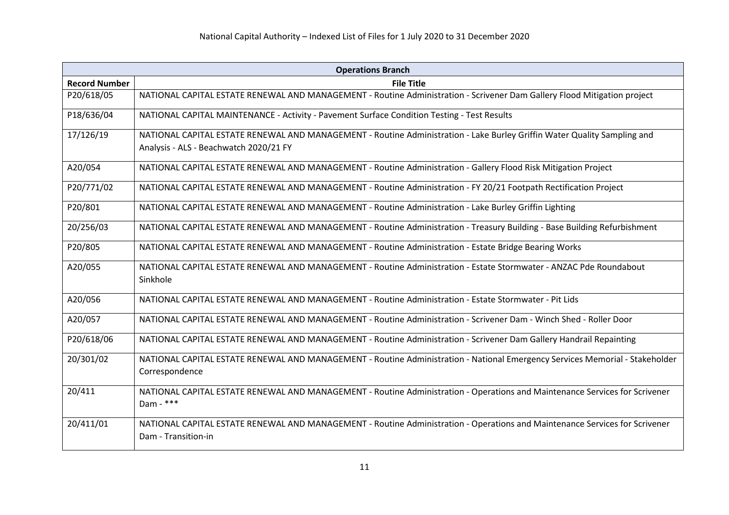| Operations Branch | |
|---|---|
| **Record Number** | **File Title** |
| P20/618/05 | NATIONAL CAPITAL ESTATE RENEWAL AND MANAGEMENT - Routine Administration - Scrivener Dam Gallery Flood Mitigation project |
| P18/636/04 | NATIONAL CAPITAL MAINTENANCE - Activity - Pavement Surface Condition Testing - Test Results |
| 17/126/19 | NATIONAL CAPITAL ESTATE RENEWAL AND MANAGEMENT - Routine Administration - Lake Burley Griffin Water Quality Sampling and Analysis - ALS - Beachwatch 2020/21 FY |
| A20/054 | NATIONAL CAPITAL ESTATE RENEWAL AND MANAGEMENT - Routine Administration - Gallery Flood Risk Mitigation Project |
| P20/771/02 | NATIONAL CAPITAL ESTATE RENEWAL AND MANAGEMENT - Routine Administration - FY 20/21 Footpath Rectification Project |
| P20/801 | NATIONAL CAPITAL ESTATE RENEWAL AND MANAGEMENT - Routine Administration - Lake Burley Griffin Lighting |
| 20/256/03 | NATIONAL CAPITAL ESTATE RENEWAL AND MANAGEMENT - Routine Administration - Treasury Building - Base Building Refurbishment |
| P20/805 | NATIONAL CAPITAL ESTATE RENEWAL AND MANAGEMENT - Routine Administration - Estate Bridge Bearing Works |
| A20/055 | NATIONAL CAPITAL ESTATE RENEWAL AND MANAGEMENT - Routine Administration - Estate Stormwater - ANZAC Pde Roundabout Sinkhole |
| A20/056 | NATIONAL CAPITAL ESTATE RENEWAL AND MANAGEMENT - Routine Administration - Estate Stormwater - Pit Lids |
| A20/057 | NATIONAL CAPITAL ESTATE RENEWAL AND MANAGEMENT - Routine Administration - Scrivener Dam - Winch Shed - Roller Door |
| P20/618/06 | NATIONAL CAPITAL ESTATE RENEWAL AND MANAGEMENT - Routine Administration - Scrivener Dam Gallery Handrail Repainting |
| 20/301/02 | NATIONAL CAPITAL ESTATE RENEWAL AND MANAGEMENT - Routine Administration - National Emergency Services Memorial - Stakeholder Correspondence |
| 20/411 | NATIONAL CAPITAL ESTATE RENEWAL AND MANAGEMENT - Routine Administration - Operations and Maintenance Services for Scrivener Dam - *** |
| 20/411/01 | NATIONAL CAPITAL ESTATE RENEWAL AND MANAGEMENT - Routine Administration - Operations and Maintenance Services for Scrivener Dam - Transition-in |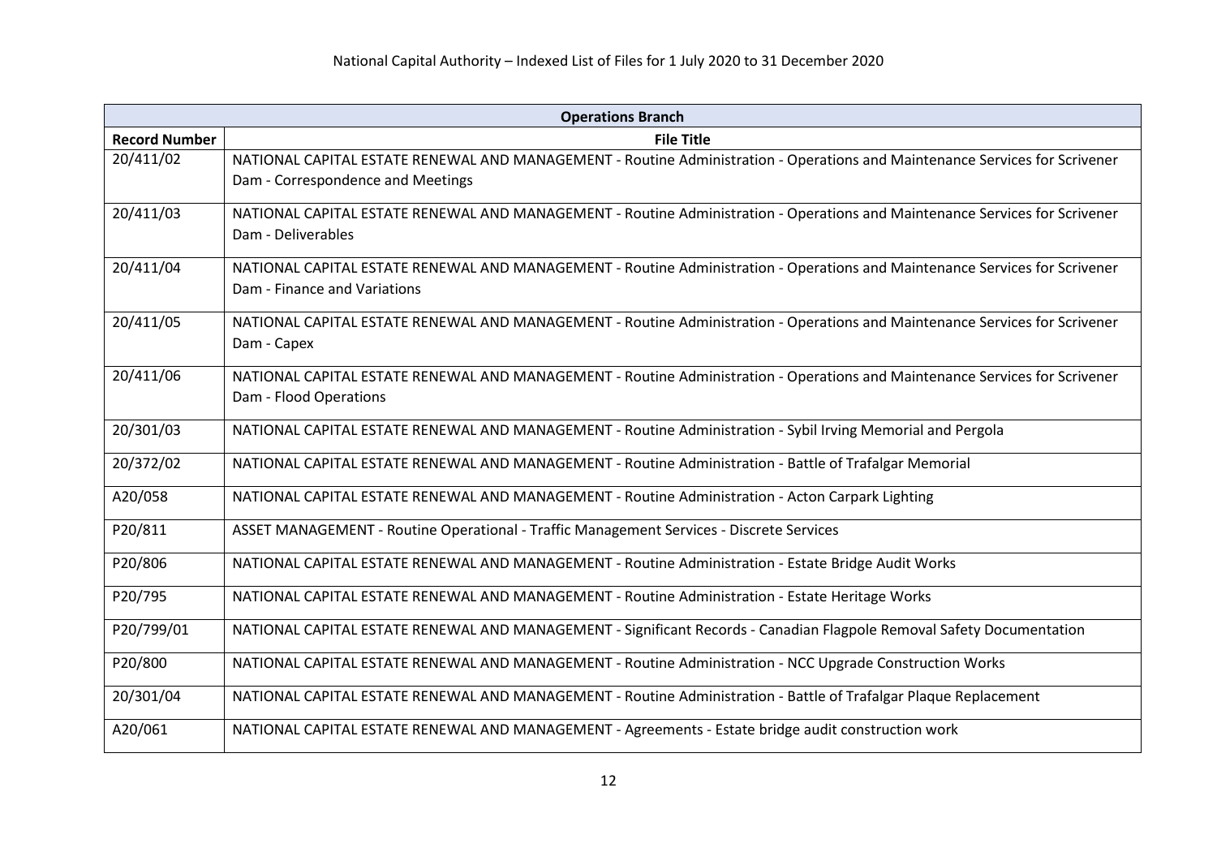| Operations Branch | |
|---|---|
| **Record Number** | **File Title** |
| 20/411/02 | NATIONAL CAPITAL ESTATE RENEWAL AND MANAGEMENT - Routine Administration - Operations and Maintenance Services for Scrivener Dam - Correspondence and Meetings |
| 20/411/03 | NATIONAL CAPITAL ESTATE RENEWAL AND MANAGEMENT - Routine Administration - Operations and Maintenance Services for Scrivener Dam - Deliverables |
| 20/411/04 | NATIONAL CAPITAL ESTATE RENEWAL AND MANAGEMENT - Routine Administration - Operations and Maintenance Services for Scrivener Dam - Finance and Variations |
| 20/411/05 | NATIONAL CAPITAL ESTATE RENEWAL AND MANAGEMENT - Routine Administration - Operations and Maintenance Services for Scrivener Dam - Capex |
| 20/411/06 | NATIONAL CAPITAL ESTATE RENEWAL AND MANAGEMENT - Routine Administration - Operations and Maintenance Services for Scrivener Dam - Flood Operations |
| 20/301/03 | NATIONAL CAPITAL ESTATE RENEWAL AND MANAGEMENT - Routine Administration - Sybil Irving Memorial and Pergola |
| 20/372/02 | NATIONAL CAPITAL ESTATE RENEWAL AND MANAGEMENT - Routine Administration - Battle of Trafalgar Memorial |
| A20/058 | NATIONAL CAPITAL ESTATE RENEWAL AND MANAGEMENT - Routine Administration - Acton Carpark Lighting |
| P20/811 | ASSET MANAGEMENT - Routine Operational - Traffic Management Services - Discrete Services |
| P20/806 | NATIONAL CAPITAL ESTATE RENEWAL AND MANAGEMENT - Routine Administration - Estate Bridge Audit Works |
| P20/795 | NATIONAL CAPITAL ESTATE RENEWAL AND MANAGEMENT - Routine Administration - Estate Heritage Works |
| P20/799/01 | NATIONAL CAPITAL ESTATE RENEWAL AND MANAGEMENT - Significant Records - Canadian Flagpole Removal Safety Documentation |
| P20/800 | NATIONAL CAPITAL ESTATE RENEWAL AND MANAGEMENT - Routine Administration - NCC Upgrade Construction Works |
| 20/301/04 | NATIONAL CAPITAL ESTATE RENEWAL AND MANAGEMENT - Routine Administration - Battle of Trafalgar Plaque Replacement |
| A20/061 | NATIONAL CAPITAL ESTATE RENEWAL AND MANAGEMENT - Agreements - Estate bridge audit construction work |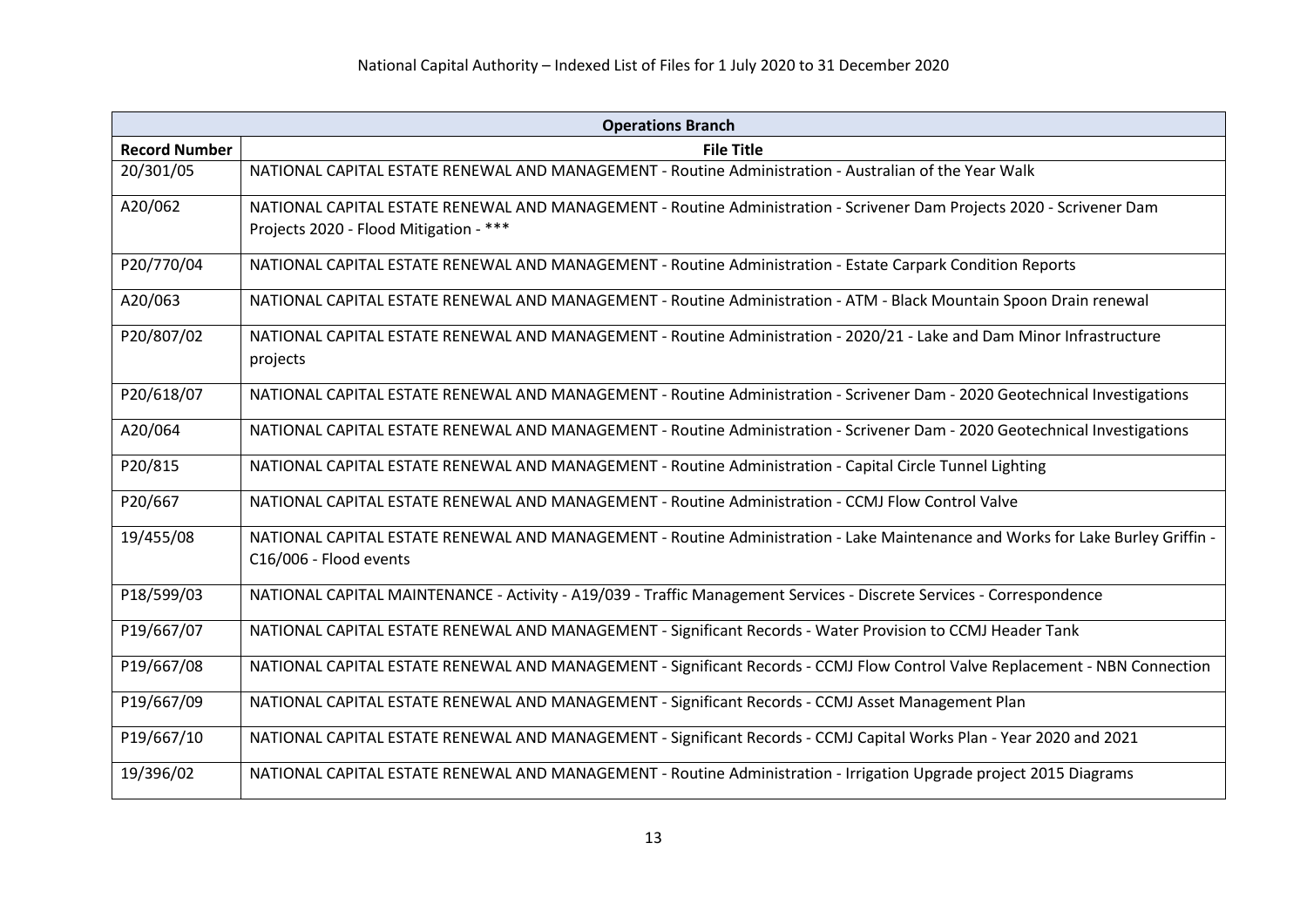| Operations Branch | |
|---|---|
| **Record Number** | **File Title** |
| 20/301/05 | NATIONAL CAPITAL ESTATE RENEWAL AND MANAGEMENT - Routine Administration - Australian of the Year Walk |
| A20/062 | NATIONAL CAPITAL ESTATE RENEWAL AND MANAGEMENT - Routine Administration - Scrivener Dam Projects 2020 - Scrivener Dam Projects 2020 - Flood Mitigation - *** |
| P20/770/04 | NATIONAL CAPITAL ESTATE RENEWAL AND MANAGEMENT - Routine Administration - Estate Carpark Condition Reports |
| A20/063 | NATIONAL CAPITAL ESTATE RENEWAL AND MANAGEMENT - Routine Administration - ATM - Black Mountain Spoon Drain renewal |
| P20/807/02 | NATIONAL CAPITAL ESTATE RENEWAL AND MANAGEMENT - Routine Administration - 2020/21 - Lake and Dam Minor Infrastructure projects |
| P20/618/07 | NATIONAL CAPITAL ESTATE RENEWAL AND MANAGEMENT - Routine Administration - Scrivener Dam - 2020 Geotechnical Investigations |
| A20/064 | NATIONAL CAPITAL ESTATE RENEWAL AND MANAGEMENT - Routine Administration - Scrivener Dam - 2020 Geotechnical Investigations |
| P20/815 | NATIONAL CAPITAL ESTATE RENEWAL AND MANAGEMENT - Routine Administration - Capital Circle Tunnel Lighting |
| P20/667 | NATIONAL CAPITAL ESTATE RENEWAL AND MANAGEMENT - Routine Administration - CCMJ Flow Control Valve |
| 19/455/08 | NATIONAL CAPITAL ESTATE RENEWAL AND MANAGEMENT - Routine Administration - Lake Maintenance and Works for Lake Burley Griffin - C16/006 - Flood events |
| P18/599/03 | NATIONAL CAPITAL MAINTENANCE - Activity - A19/039 - Traffic Management Services - Discrete Services - Correspondence |
| P19/667/07 | NATIONAL CAPITAL ESTATE RENEWAL AND MANAGEMENT - Significant Records - Water Provision to CCMJ Header Tank |
| P19/667/08 | NATIONAL CAPITAL ESTATE RENEWAL AND MANAGEMENT - Significant Records - CCMJ Flow Control Valve Replacement - NBN Connection |
| P19/667/09 | NATIONAL CAPITAL ESTATE RENEWAL AND MANAGEMENT - Significant Records - CCMJ Asset Management Plan |
| P19/667/10 | NATIONAL CAPITAL ESTATE RENEWAL AND MANAGEMENT - Significant Records - CCMJ Capital Works Plan - Year 2020 and 2021 |
| 19/396/02 | NATIONAL CAPITAL ESTATE RENEWAL AND MANAGEMENT - Routine Administration - Irrigation Upgrade project 2015 Diagrams |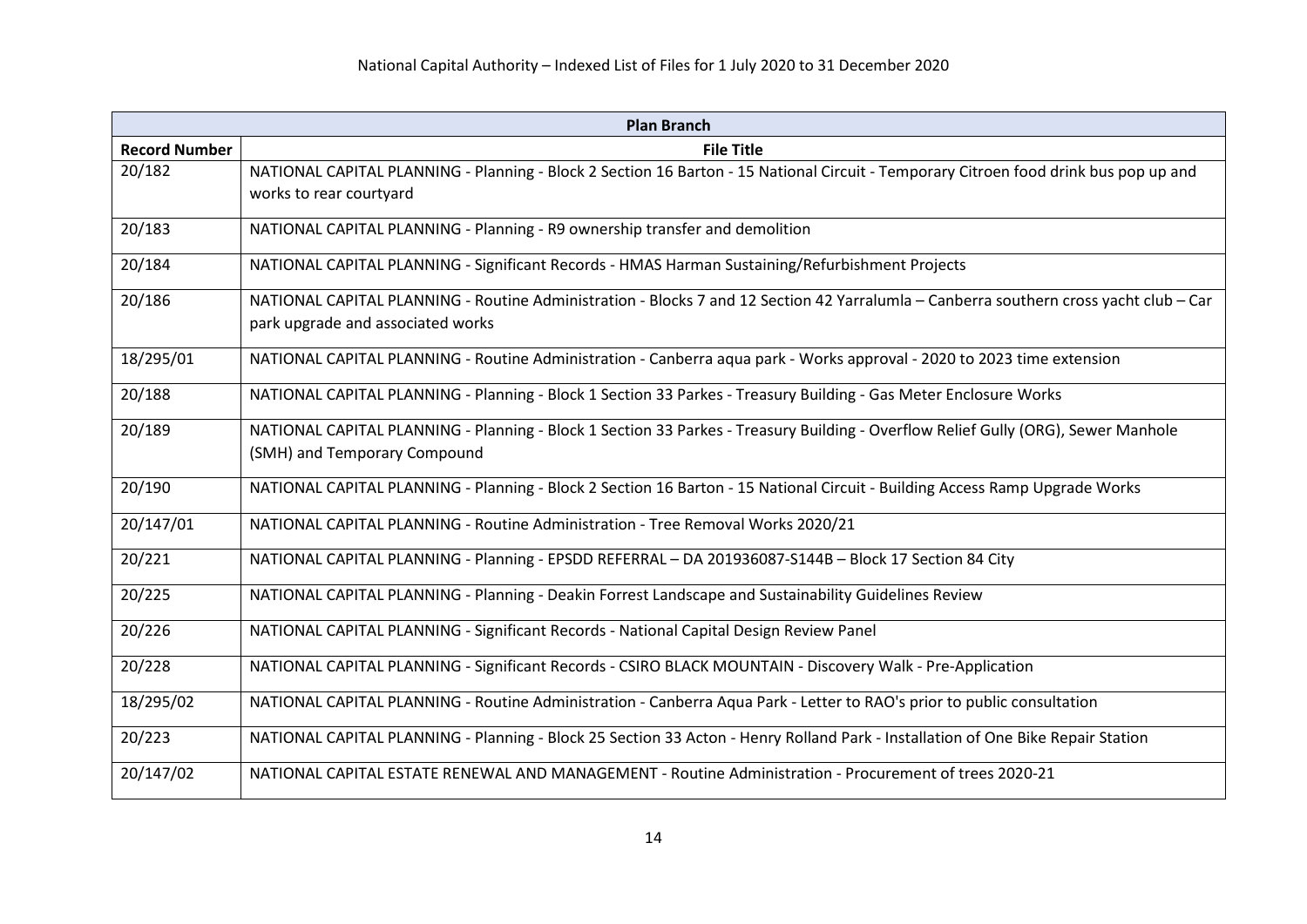| Plan Branch | |
|---|---|
| **Record Number** | **File Title** |
| 20/182 | NATIONAL CAPITAL PLANNING - Planning - Block 2 Section 16 Barton - 15 National Circuit - Temporary Citroen food drink bus pop up and works to rear courtyard |
| 20/183 | NATIONAL CAPITAL PLANNING - Planning - R9 ownership transfer and demolition |
| 20/184 | NATIONAL CAPITAL PLANNING - Significant Records - HMAS Harman Sustaining/Refurbishment Projects |
| 20/186 | NATIONAL CAPITAL PLANNING - Routine Administration - Blocks 7 and 12 Section 42 Yarralumla – Canberra southern cross yacht club – Car park upgrade and associated works |
| 18/295/01 | NATIONAL CAPITAL PLANNING - Routine Administration - Canberra aqua park - Works approval - 2020 to 2023 time extension |
| 20/188 | NATIONAL CAPITAL PLANNING - Planning - Block 1 Section 33 Parkes - Treasury Building - Gas Meter Enclosure Works |
| 20/189 | NATIONAL CAPITAL PLANNING - Planning - Block 1 Section 33 Parkes - Treasury Building - Overflow Relief Gully (ORG), Sewer Manhole (SMH) and Temporary Compound |
| 20/190 | NATIONAL CAPITAL PLANNING - Planning - Block 2 Section 16 Barton - 15 National Circuit - Building Access Ramp Upgrade Works |
| 20/147/01 | NATIONAL CAPITAL PLANNING - Routine Administration - Tree Removal Works 2020/21 |
| 20/221 | NATIONAL CAPITAL PLANNING - Planning - EPSDD REFERRAL – DA 201936087-S144B – Block 17 Section 84 City |
| 20/225 | NATIONAL CAPITAL PLANNING - Planning - Deakin Forrest Landscape and Sustainability Guidelines Review |
| 20/226 | NATIONAL CAPITAL PLANNING - Significant Records - National Capital Design Review Panel |
| 20/228 | NATIONAL CAPITAL PLANNING - Significant Records - CSIRO BLACK MOUNTAIN - Discovery Walk - Pre-Application |
| 18/295/02 | NATIONAL CAPITAL PLANNING - Routine Administration - Canberra Aqua Park - Letter to RAO's prior to public consultation |
| 20/223 | NATIONAL CAPITAL PLANNING - Planning - Block 25 Section 33 Acton - Henry Rolland Park - Installation of One Bike Repair Station |
| 20/147/02 | NATIONAL CAPITAL ESTATE RENEWAL AND MANAGEMENT - Routine Administration - Procurement of trees 2020-21 |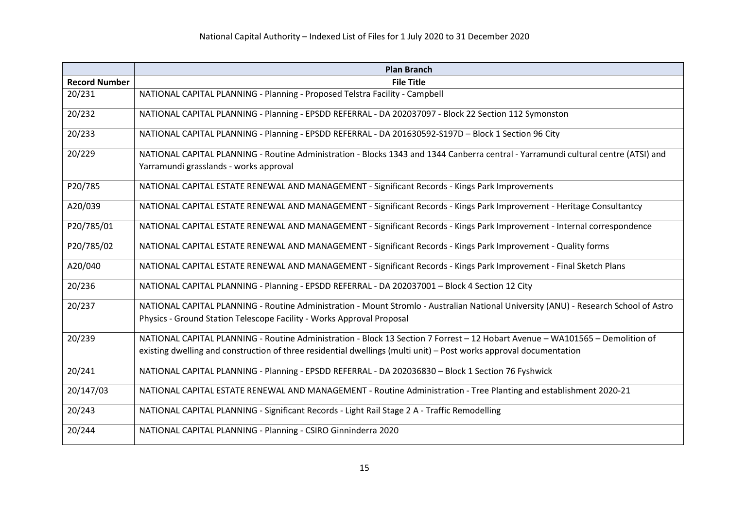National Capital Authority – Indexed List of Files for 1 July 2020 to 31 December 2020

| | Plan Branch |
|---|---|
| **Record Number** | **File Title** |
| 20/231 | NATIONAL CAPITAL PLANNING - Planning - Proposed Telstra Facility - Campbell |
| 20/232 | NATIONAL CAPITAL PLANNING - Planning - EPSDD REFERRAL - DA 202037097 - Block 22 Section 112 Symonston |
| 20/233 | NATIONAL CAPITAL PLANNING - Planning - EPSDD REFERRAL - DA 201630592-S197D – Block 1 Section 96 City |
| 20/229 | NATIONAL CAPITAL PLANNING - Routine Administration - Blocks 1343 and 1344 Canberra central - Yarramundi cultural centre (ATSI) and Yarramundi grasslands - works approval |
| P20/785 | NATIONAL CAPITAL ESTATE RENEWAL AND MANAGEMENT - Significant Records - Kings Park Improvements |
| A20/039 | NATIONAL CAPITAL ESTATE RENEWAL AND MANAGEMENT - Significant Records - Kings Park Improvement - Heritage Consultantcy |
| P20/785/01 | NATIONAL CAPITAL ESTATE RENEWAL AND MANAGEMENT - Significant Records - Kings Park Improvement - Internal correspondence |
| P20/785/02 | NATIONAL CAPITAL ESTATE RENEWAL AND MANAGEMENT - Significant Records - Kings Park Improvement - Quality forms |
| A20/040 | NATIONAL CAPITAL ESTATE RENEWAL AND MANAGEMENT - Significant Records - Kings Park Improvement - Final Sketch Plans |
| 20/236 | NATIONAL CAPITAL PLANNING - Planning - EPSDD REFERRAL - DA 202037001 – Block 4 Section 12 City |
| 20/237 | NATIONAL CAPITAL PLANNING - Routine Administration - Mount Stromlo - Australian National University (ANU) - Research School of Astro Physics - Ground Station Telescope Facility - Works Approval Proposal |
| 20/239 | NATIONAL CAPITAL PLANNING - Routine Administration - Block 13 Section 7 Forrest – 12 Hobart Avenue – WA101565 – Demolition of existing dwelling and construction of three residential dwellings (multi unit) – Post works approval documentation |
| 20/241 | NATIONAL CAPITAL PLANNING - Planning - EPSDD REFERRAL - DA 202036830 – Block 1 Section 76 Fyshwick |
| 20/147/03 | NATIONAL CAPITAL ESTATE RENEWAL AND MANAGEMENT - Routine Administration - Tree Planting and establishment 2020-21 |
| 20/243 | NATIONAL CAPITAL PLANNING - Significant Records - Light Rail Stage 2 A - Traffic Remodelling |
| 20/244 | NATIONAL CAPITAL PLANNING - Planning - CSIRO Ginninderra 2020 |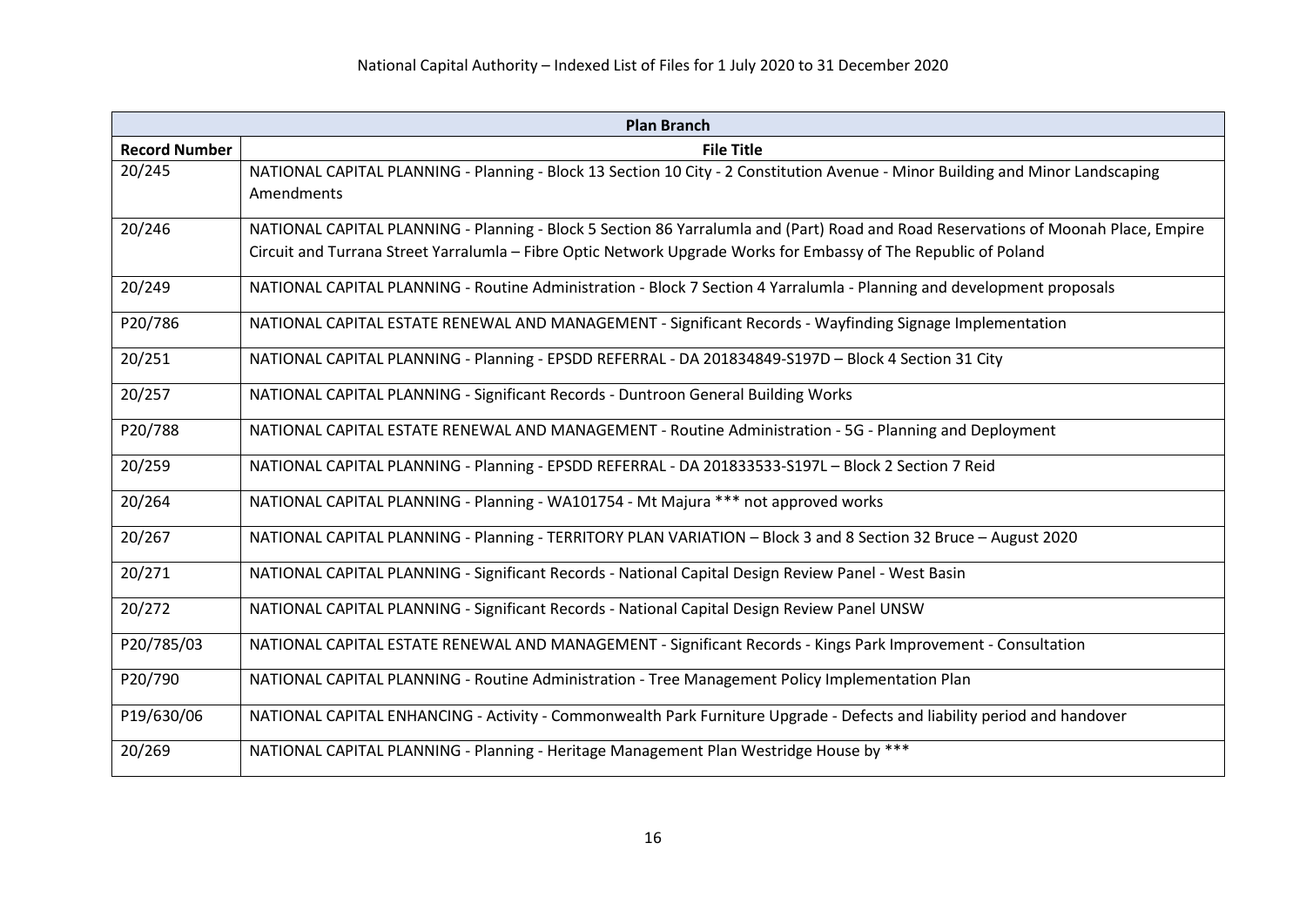National Capital Authority – Indexed List of Files for 1 July 2020 to 31 December 2020

| Plan Branch | |
|---|---|
| **Record Number** | **File Title** |
| 20/245 | NATIONAL CAPITAL PLANNING - Planning - Block 13 Section 10 City - 2 Constitution Avenue - Minor Building and Minor Landscaping Amendments |
| 20/246 | NATIONAL CAPITAL PLANNING - Planning - Block 5 Section 86 Yarralumla and (Part) Road and Road Reservations of Moonah Place, Empire Circuit and Turrana Street Yarralumla – Fibre Optic Network Upgrade Works for Embassy of The Republic of Poland |
| 20/249 | NATIONAL CAPITAL PLANNING - Routine Administration - Block 7 Section 4 Yarralumla - Planning and development proposals |
| P20/786 | NATIONAL CAPITAL ESTATE RENEWAL AND MANAGEMENT - Significant Records - Wayfinding Signage Implementation |
| 20/251 | NATIONAL CAPITAL PLANNING - Planning - EPSDD REFERRAL - DA 201834849-S197D – Block 4 Section 31 City |
| 20/257 | NATIONAL CAPITAL PLANNING - Significant Records - Duntroon General Building Works |
| P20/788 | NATIONAL CAPITAL ESTATE RENEWAL AND MANAGEMENT - Routine Administration - 5G - Planning and Deployment |
| 20/259 | NATIONAL CAPITAL PLANNING - Planning - EPSDD REFERRAL - DA 201833533-S197L – Block 2 Section 7 Reid |
| 20/264 | NATIONAL CAPITAL PLANNING - Planning - WA101754 - Mt Majura *** not approved works |
| 20/267 | NATIONAL CAPITAL PLANNING - Planning - TERRITORY PLAN VARIATION – Block 3 and 8 Section 32 Bruce – August 2020 |
| 20/271 | NATIONAL CAPITAL PLANNING - Significant Records - National Capital Design Review Panel - West Basin |
| 20/272 | NATIONAL CAPITAL PLANNING - Significant Records - National Capital Design Review Panel UNSW |
| P20/785/03 | NATIONAL CAPITAL ESTATE RENEWAL AND MANAGEMENT - Significant Records - Kings Park Improvement - Consultation |
| P20/790 | NATIONAL CAPITAL PLANNING - Routine Administration - Tree Management Policy Implementation Plan |
| P19/630/06 | NATIONAL CAPITAL ENHANCING - Activity - Commonwealth Park Furniture Upgrade - Defects and liability period and handover |
| 20/269 | NATIONAL CAPITAL PLANNING - Planning - Heritage Management Plan Westridge House by *** |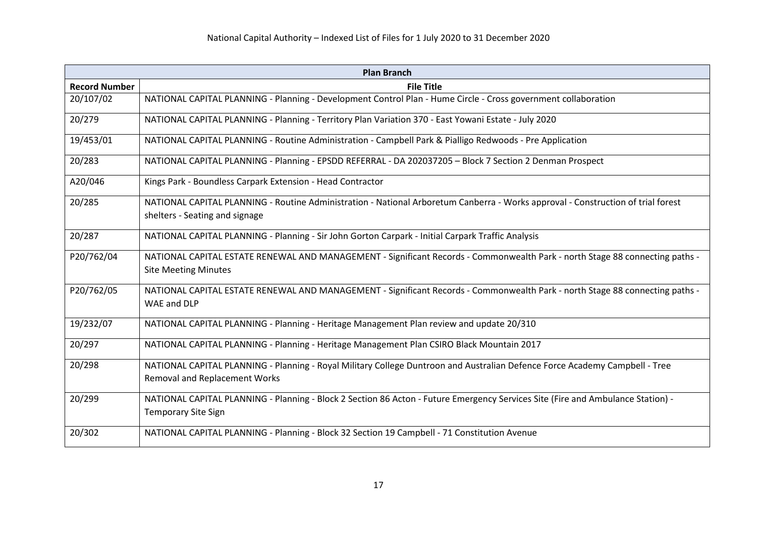National Capital Authority – Indexed List of Files for 1 July 2020 to 31 December 2020

| Plan Branch | |
|---|---|
| **Record Number** | **File Title** |
| 20/107/02 | NATIONAL CAPITAL PLANNING - Planning - Development Control Plan - Hume Circle - Cross government collaboration |
| 20/279 | NATIONAL CAPITAL PLANNING - Planning - Territory Plan Variation 370 - East Yowani Estate - July 2020 |
| 19/453/01 | NATIONAL CAPITAL PLANNING - Routine Administration - Campbell Park & Pialligo Redwoods - Pre Application |
| 20/283 | NATIONAL CAPITAL PLANNING - Planning - EPSDD REFERRAL - DA 202037205 – Block 7 Section 2 Denman Prospect |
| A20/046 | Kings Park - Boundless Carpark Extension - Head Contractor |
| 20/285 | NATIONAL CAPITAL PLANNING - Routine Administration - National Arboretum Canberra - Works approval - Construction of trial forest shelters - Seating and signage |
| 20/287 | NATIONAL CAPITAL PLANNING - Planning - Sir John Gorton Carpark - Initial Carpark Traffic Analysis |
| P20/762/04 | NATIONAL CAPITAL ESTATE RENEWAL AND MANAGEMENT - Significant Records - Commonwealth Park - north Stage 88 connecting paths - Site Meeting Minutes |
| P20/762/05 | NATIONAL CAPITAL ESTATE RENEWAL AND MANAGEMENT - Significant Records - Commonwealth Park - north Stage 88 connecting paths - WAE and DLP |
| 19/232/07 | NATIONAL CAPITAL PLANNING - Planning - Heritage Management Plan review and update 20/310 |
| 20/297 | NATIONAL CAPITAL PLANNING - Planning - Heritage Management Plan CSIRO Black Mountain 2017 |
| 20/298 | NATIONAL CAPITAL PLANNING - Planning - Royal Military College Duntroon and Australian Defence Force Academy Campbell - Tree Removal and Replacement Works |
| 20/299 | NATIONAL CAPITAL PLANNING - Planning - Block 2 Section 86 Acton - Future Emergency Services Site (Fire and Ambulance Station) - Temporary Site Sign |
| 20/302 | NATIONAL CAPITAL PLANNING - Planning - Block 32 Section 19 Campbell - 71 Constitution Avenue |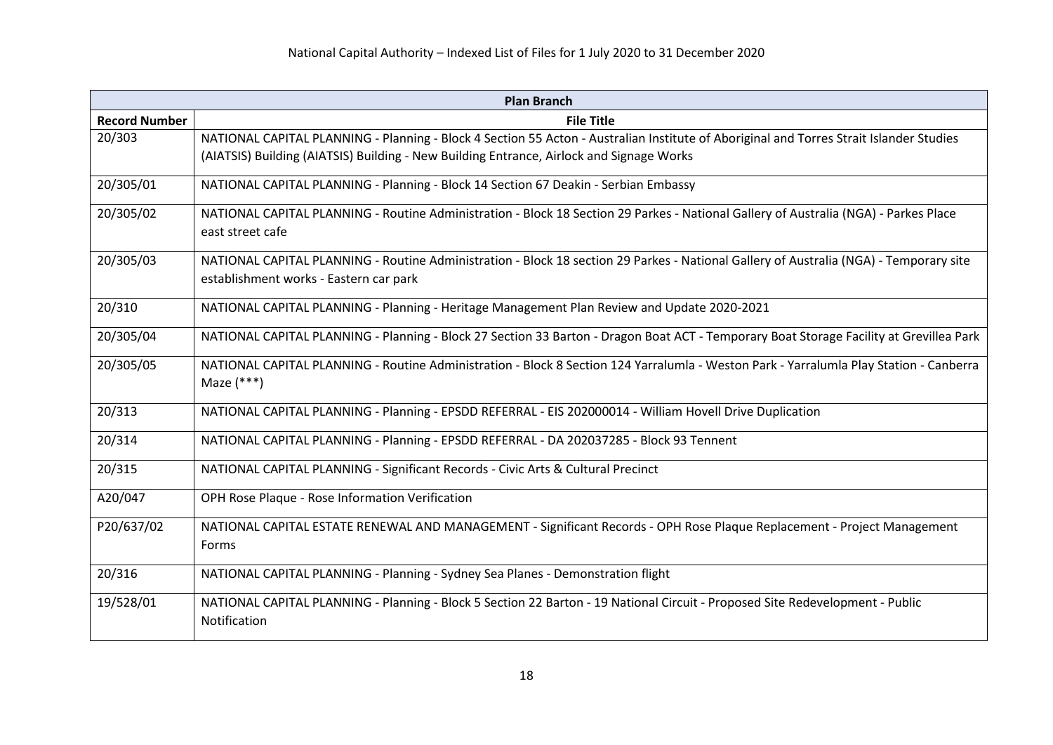National Capital Authority – Indexed List of Files for 1 July 2020 to 31 December 2020

| Plan Branch | |
|---|---|
| **Record Number** | **File Title** |
| 20/303 | NATIONAL CAPITAL PLANNING - Planning - Block 4 Section 55 Acton - Australian Institute of Aboriginal and Torres Strait Islander Studies (AIATSIS) Building (AIATSIS) Building - New Building Entrance, Airlock and Signage Works |
| 20/305/01 | NATIONAL CAPITAL PLANNING - Planning - Block 14 Section 67 Deakin - Serbian Embassy |
| 20/305/02 | NATIONAL CAPITAL PLANNING - Routine Administration - Block 18 Section 29 Parkes - National Gallery of Australia (NGA) - Parkes Place east street cafe |
| 20/305/03 | NATIONAL CAPITAL PLANNING - Routine Administration - Block 18 section 29 Parkes - National Gallery of Australia (NGA) - Temporary site establishment works - Eastern car park |
| 20/310 | NATIONAL CAPITAL PLANNING - Planning - Heritage Management Plan Review and Update 2020-2021 |
| 20/305/04 | NATIONAL CAPITAL PLANNING - Planning - Block 27 Section 33 Barton - Dragon Boat ACT - Temporary Boat Storage Facility at Grevillea Park |
| 20/305/05 | NATIONAL CAPITAL PLANNING - Routine Administration - Block 8 Section 124 Yarralumla - Weston Park - Yarralumla Play Station - Canberra Maze (***) |
| 20/313 | NATIONAL CAPITAL PLANNING - Planning - EPSDD REFERRAL - EIS 202000014 - William Hovell Drive Duplication |
| 20/314 | NATIONAL CAPITAL PLANNING - Planning - EPSDD REFERRAL - DA 202037285 - Block 93 Tennent |
| 20/315 | NATIONAL CAPITAL PLANNING - Significant Records - Civic Arts & Cultural Precinct |
| A20/047 | OPH Rose Plaque - Rose Information Verification |
| P20/637/02 | NATIONAL CAPITAL ESTATE RENEWAL AND MANAGEMENT - Significant Records - OPH Rose Plaque Replacement - Project Management Forms |
| 20/316 | NATIONAL CAPITAL PLANNING - Planning - Sydney Sea Planes - Demonstration flight |
| 19/528/01 | NATIONAL CAPITAL PLANNING - Planning - Block 5 Section 22 Barton - 19 National Circuit - Proposed Site Redevelopment - Public Notification |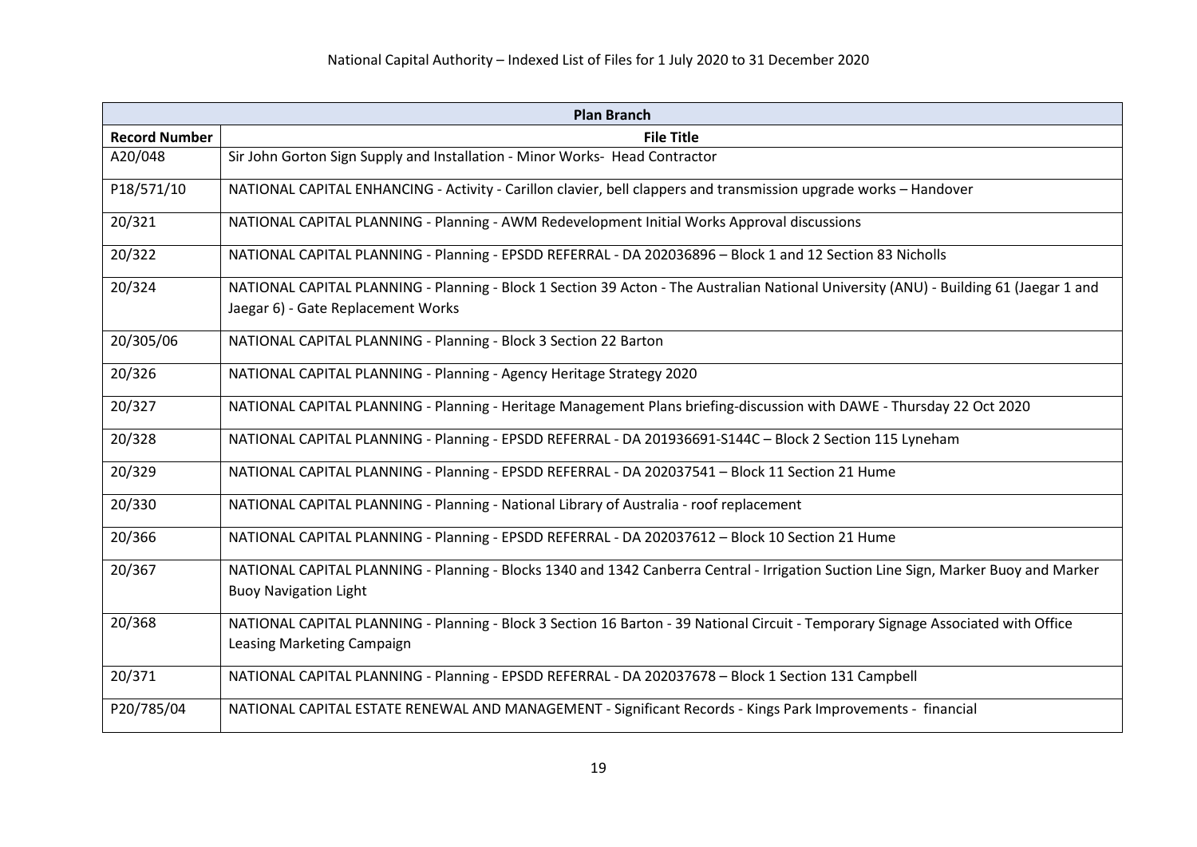| Plan Branch | |
|---|---|
| **Record Number** | **File Title** |
| A20/048 | Sir John Gorton Sign Supply and Installation - Minor Works- Head Contractor |
| P18/571/10 | NATIONAL CAPITAL ENHANCING - Activity - Carillon clavier, bell clappers and transmission upgrade works – Handover |
| 20/321 | NATIONAL CAPITAL PLANNING - Planning - AWM Redevelopment Initial Works Approval discussions |
| 20/322 | NATIONAL CAPITAL PLANNING - Planning - EPSDD REFERRAL - DA 202036896 – Block 1 and 12 Section 83 Nicholls |
| 20/324 | NATIONAL CAPITAL PLANNING - Planning - Block 1 Section 39 Acton - The Australian National University (ANU) - Building 61 (Jaegar 1 and Jaegar 6) - Gate Replacement Works |
| 20/305/06 | NATIONAL CAPITAL PLANNING - Planning - Block 3 Section 22 Barton |
| 20/326 | NATIONAL CAPITAL PLANNING - Planning - Agency Heritage Strategy 2020 |
| 20/327 | NATIONAL CAPITAL PLANNING - Planning - Heritage Management Plans briefing-discussion with DAWE - Thursday 22 Oct 2020 |
| 20/328 | NATIONAL CAPITAL PLANNING - Planning - EPSDD REFERRAL - DA 201936691-S144C – Block 2 Section 115 Lyneham |
| 20/329 | NATIONAL CAPITAL PLANNING - Planning - EPSDD REFERRAL - DA 202037541 – Block 11 Section 21 Hume |
| 20/330 | NATIONAL CAPITAL PLANNING - Planning - National Library of Australia - roof replacement |
| 20/366 | NATIONAL CAPITAL PLANNING - Planning - EPSDD REFERRAL - DA 202037612 – Block 10 Section 21 Hume |
| 20/367 | NATIONAL CAPITAL PLANNING - Planning - Blocks 1340 and 1342 Canberra Central - Irrigation Suction Line Sign, Marker Buoy and Marker Buoy Navigation Light |
| 20/368 | NATIONAL CAPITAL PLANNING - Planning - Block 3 Section 16 Barton - 39 National Circuit - Temporary Signage Associated with Office Leasing Marketing Campaign |
| 20/371 | NATIONAL CAPITAL PLANNING - Planning - EPSDD REFERRAL - DA 202037678 – Block 1 Section 131 Campbell |
| P20/785/04 | NATIONAL CAPITAL ESTATE RENEWAL AND MANAGEMENT - Significant Records - Kings Park Improvements - financial |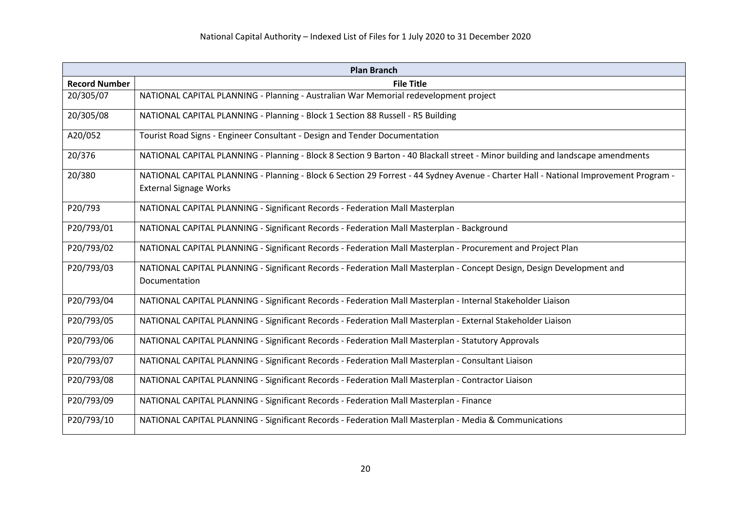| Plan Branch | |
|---|---|
| **Record Number** | **File Title** |
| 20/305/07 | NATIONAL CAPITAL PLANNING - Planning - Australian War Memorial redevelopment project |
| 20/305/08 | NATIONAL CAPITAL PLANNING - Planning - Block 1 Section 88 Russell - R5 Building |
| A20/052 | Tourist Road Signs - Engineer Consultant - Design and Tender Documentation |
| 20/376 | NATIONAL CAPITAL PLANNING - Planning - Block 8 Section 9 Barton - 40 Blackall street - Minor building and landscape amendments |
| 20/380 | NATIONAL CAPITAL PLANNING - Planning - Block 6 Section 29 Forrest - 44 Sydney Avenue - Charter Hall - National Improvement Program - External Signage Works |
| P20/793 | NATIONAL CAPITAL PLANNING - Significant Records - Federation Mall Masterplan |
| P20/793/01 | NATIONAL CAPITAL PLANNING - Significant Records - Federation Mall Masterplan - Background |
| P20/793/02 | NATIONAL CAPITAL PLANNING - Significant Records - Federation Mall Masterplan - Procurement and Project Plan |
| P20/793/03 | NATIONAL CAPITAL PLANNING - Significant Records - Federation Mall Masterplan - Concept Design, Design Development and Documentation |
| P20/793/04 | NATIONAL CAPITAL PLANNING - Significant Records - Federation Mall Masterplan - Internal Stakeholder Liaison |
| P20/793/05 | NATIONAL CAPITAL PLANNING - Significant Records - Federation Mall Masterplan - External Stakeholder Liaison |
| P20/793/06 | NATIONAL CAPITAL PLANNING - Significant Records - Federation Mall Masterplan - Statutory Approvals |
| P20/793/07 | NATIONAL CAPITAL PLANNING - Significant Records - Federation Mall Masterplan - Consultant Liaison |
| P20/793/08 | NATIONAL CAPITAL PLANNING - Significant Records - Federation Mall Masterplan - Contractor Liaison |
| P20/793/09 | NATIONAL CAPITAL PLANNING - Significant Records - Federation Mall Masterplan - Finance |
| P20/793/10 | NATIONAL CAPITAL PLANNING - Significant Records - Federation Mall Masterplan - Media & Communications |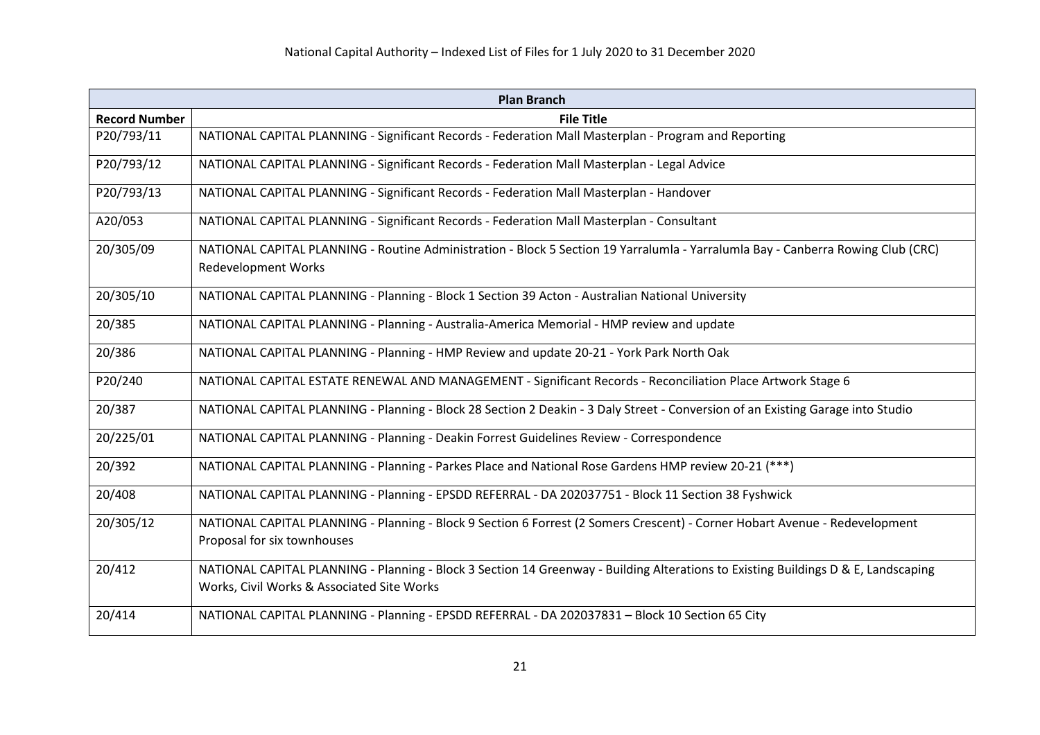| Plan Branch | |
|---|---|
| **Record Number** | **File Title** |
| P20/793/11 | NATIONAL CAPITAL PLANNING - Significant Records - Federation Mall Masterplan - Program and Reporting |
| P20/793/12 | NATIONAL CAPITAL PLANNING - Significant Records - Federation Mall Masterplan - Legal Advice |
| P20/793/13 | NATIONAL CAPITAL PLANNING - Significant Records - Federation Mall Masterplan - Handover |
| A20/053 | NATIONAL CAPITAL PLANNING - Significant Records - Federation Mall Masterplan - Consultant |
| 20/305/09 | NATIONAL CAPITAL PLANNING - Routine Administration - Block 5 Section 19 Yarralumla - Yarralumla Bay - Canberra Rowing Club (CRC) Redevelopment Works |
| 20/305/10 | NATIONAL CAPITAL PLANNING - Planning - Block 1 Section 39 Acton - Australian National University |
| 20/385 | NATIONAL CAPITAL PLANNING - Planning - Australia-America Memorial - HMP review and update |
| 20/386 | NATIONAL CAPITAL PLANNING - Planning - HMP Review and update 20-21 - York Park North Oak |
| P20/240 | NATIONAL CAPITAL ESTATE RENEWAL AND MANAGEMENT - Significant Records - Reconciliation Place Artwork Stage 6 |
| 20/387 | NATIONAL CAPITAL PLANNING - Planning - Block 28 Section 2 Deakin - 3 Daly Street - Conversion of an Existing Garage into Studio |
| 20/225/01 | NATIONAL CAPITAL PLANNING - Planning - Deakin Forrest Guidelines Review - Correspondence |
| 20/392 | NATIONAL CAPITAL PLANNING - Planning - Parkes Place and National Rose Gardens HMP review 20-21 (***) |
| 20/408 | NATIONAL CAPITAL PLANNING - Planning - EPSDD REFERRAL - DA 202037751 - Block 11 Section 38 Fyshwick |
| 20/305/12 | NATIONAL CAPITAL PLANNING - Planning - Block 9 Section 6 Forrest (2 Somers Crescent) - Corner Hobart Avenue - Redevelopment Proposal for six townhouses |
| 20/412 | NATIONAL CAPITAL PLANNING - Planning - Block 3 Section 14 Greenway - Building Alterations to Existing Buildings D & E, Landscaping Works, Civil Works & Associated Site Works |
| 20/414 | NATIONAL CAPITAL PLANNING - Planning - EPSDD REFERRAL - DA 202037831 – Block 10 Section 65 City |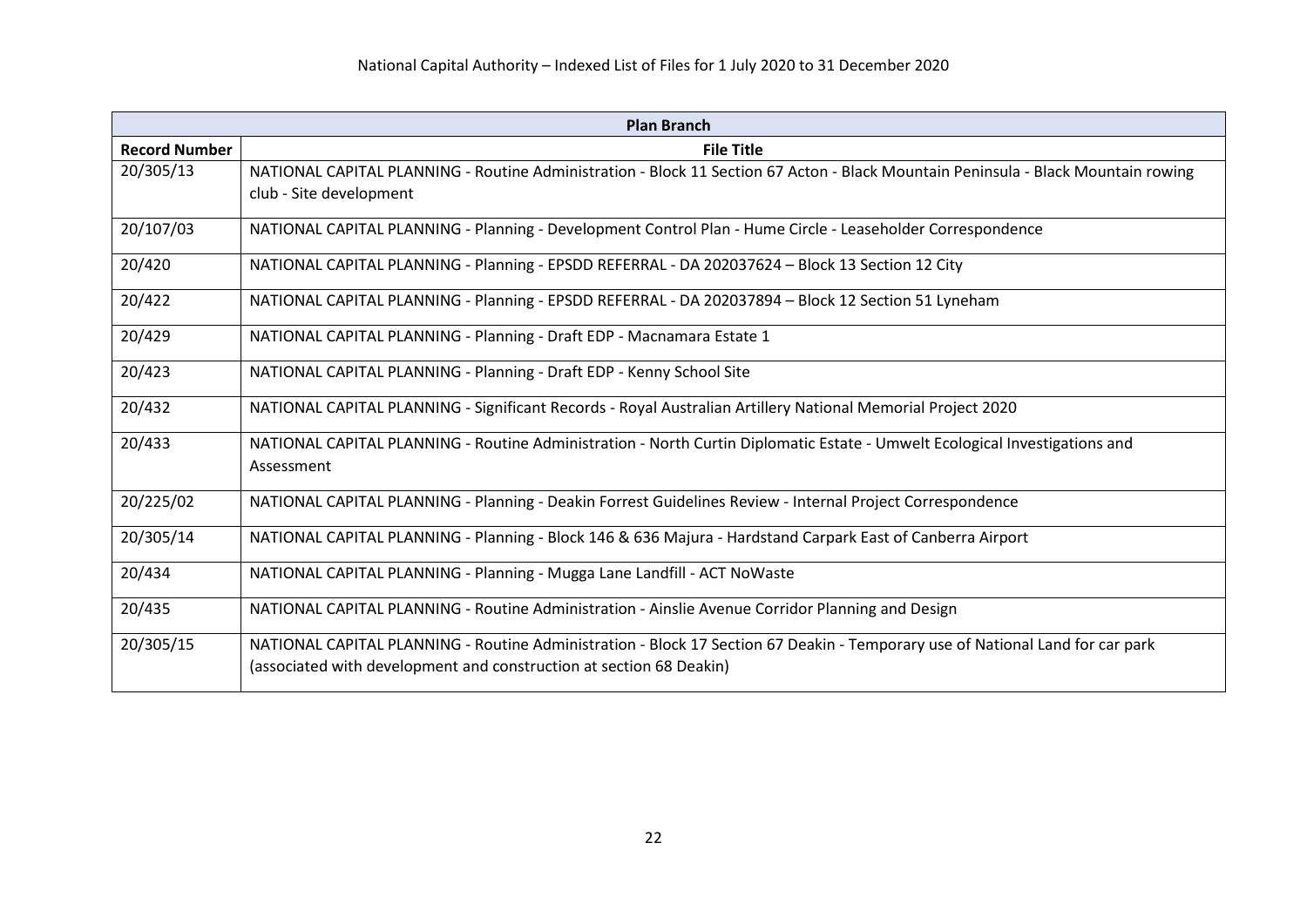| Plan Branch | |
|---|---|
| **Record Number** | **File Title** |
| 20/305/13 | NATIONAL CAPITAL PLANNING - Routine Administration - Block 11 Section 67 Acton - Black Mountain Peninsula - Black Mountain rowing club - Site development |
| 20/107/03 | NATIONAL CAPITAL PLANNING - Planning - Development Control Plan - Hume Circle - Leaseholder Correspondence |
| 20/420 | NATIONAL CAPITAL PLANNING - Planning - EPSDD REFERRAL - DA 202037624 – Block 13 Section 12 City |
| 20/422 | NATIONAL CAPITAL PLANNING - Planning - EPSDD REFERRAL - DA 202037894 – Block 12 Section 51 Lyneham |
| 20/429 | NATIONAL CAPITAL PLANNING - Planning - Draft EDP - Macnamara Estate 1 |
| 20/423 | NATIONAL CAPITAL PLANNING - Planning - Draft EDP - Kenny School Site |
| 20/432 | NATIONAL CAPITAL PLANNING - Significant Records - Royal Australian Artillery National Memorial Project 2020 |
| 20/433 | NATIONAL CAPITAL PLANNING - Routine Administration - North Curtin Diplomatic Estate - Umwelt Ecological Investigations and Assessment |
| 20/225/02 | NATIONAL CAPITAL PLANNING - Planning - Deakin Forrest Guidelines Review - Internal Project Correspondence |
| 20/305/14 | NATIONAL CAPITAL PLANNING - Planning - Block 146 & 636 Majura - Hardstand Carpark East of Canberra Airport |
| 20/434 | NATIONAL CAPITAL PLANNING - Planning - Mugga Lane Landfill - ACT NoWaste |
| 20/435 | NATIONAL CAPITAL PLANNING - Routine Administration - Ainslie Avenue Corridor Planning and Design |
| 20/305/15 | NATIONAL CAPITAL PLANNING - Routine Administration - Block 17 Section 67 Deakin - Temporary use of National Land for car park (associated with development and construction at section 68 Deakin) |